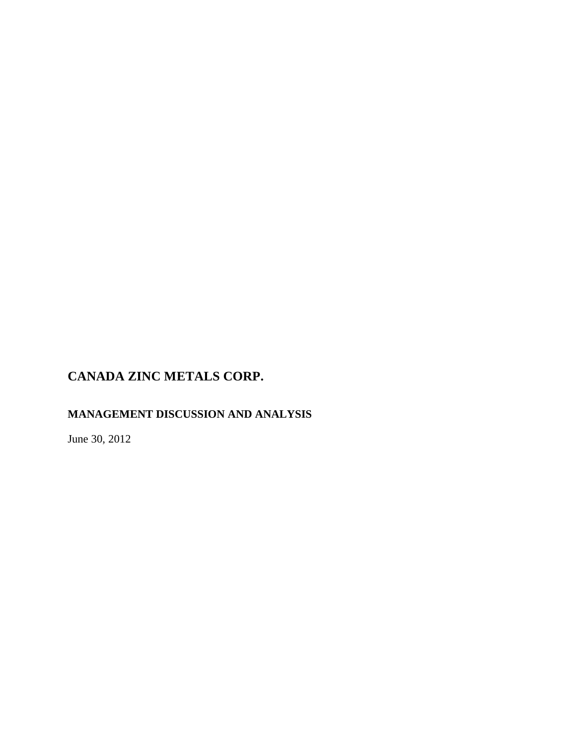# CANADA ZINC METALS CORP.

## MANAGEMENT DISCUSSION AND ANALYSIS

June 30, 2012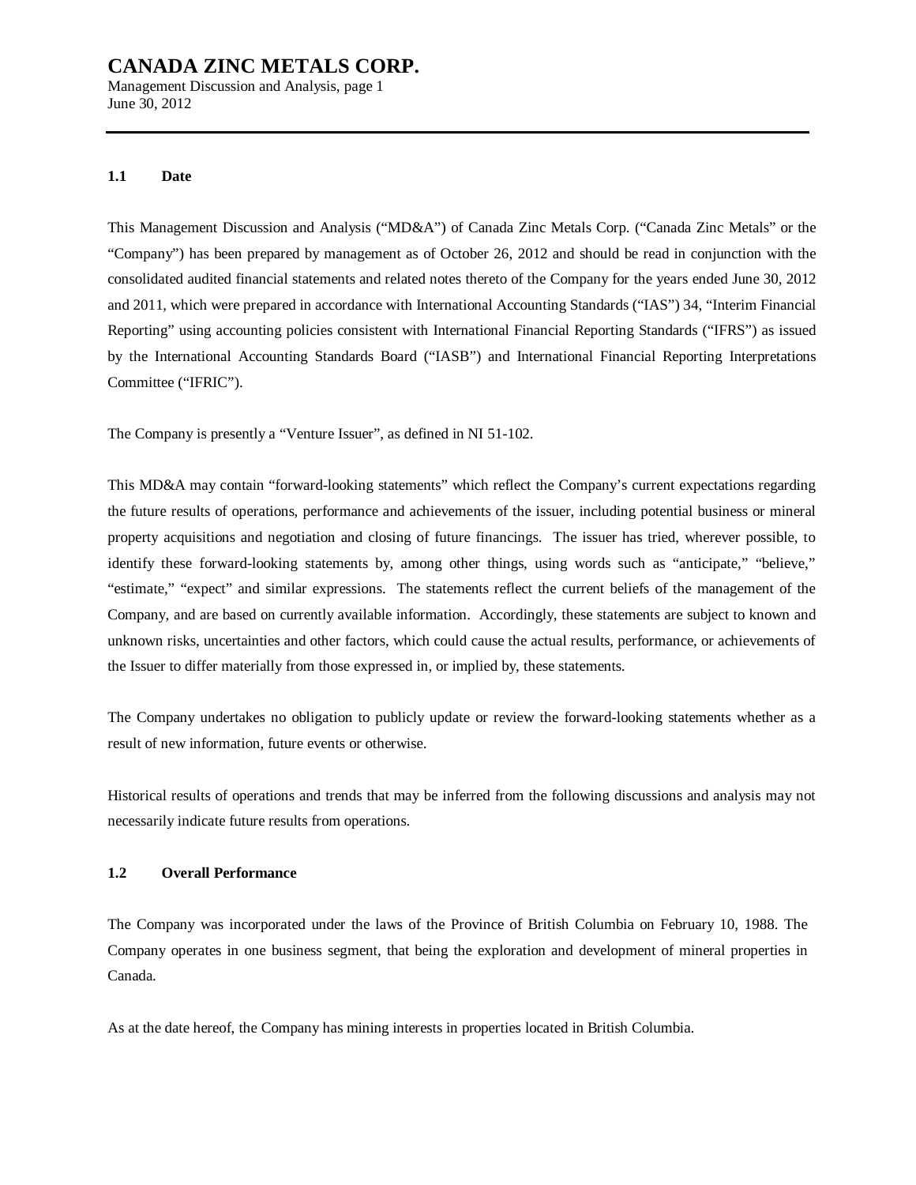### 1.1 Date

This Management Discussion and Analysis ("MD&A") of Canada Zinc Metals Corp. ("Canada Zinc Metals" or the "Company") has been prepared by management as of October 26, 2012 and should be read in conjunction with the consolidated audited financial statements and related notes thereto of the Company for the years ended June 30, 2012 and 2011, which were prepared in accordance with International Accounting Standards ("IAS") 34, "Interim Financial Reporting" using accounting policies consistent with International Financial Reporting Standards ("IFRS") as issued by the International Accounting Standards Board ("IASB") and International Financial Reporting Interpretations Committee ("IFRIC").

The Company is presently a "Venture Issuer", as defined in NI 51-102.

This MD&A may contain "forward-looking statements" which reflect the Company's current expectations regarding the future results of operations, performance and achievements of the issuer, including potential business or mineral property acquisitions and negotiation and closing of future financings. The issuer has tried, wherever possible, to identify these forward-looking statements by, among other things, using words such as "anticipate," "believe," "estimate," "expect" and similar expressions. The statements reflect the current beliefs of the management of the Company, and are based on currently available information. Accordingly, these statements are subject to known and unknown risks, uncertainties and other factors, which could cause the actual results, performance, or achievements of the Issuer to differ materially from those expressed in, or implied by, these statements.

The Company undertakes no obligation to publicly update or review the forward-looking statements whether as a result of new information, future events or otherwise.

Historical results of operations and trends that may be inferred from the following discussions and analysis may not necessarily indicate future results from operations.

### 1.2 Overall Performance

The Company was incorporated under the laws of the Province of British Columbia on February 10, 1988. The Company operates in one business segment, that being the exploration and development of mineral properties in Canada.

As at the date hereof, the Company has mining interests in properties located in British Columbia.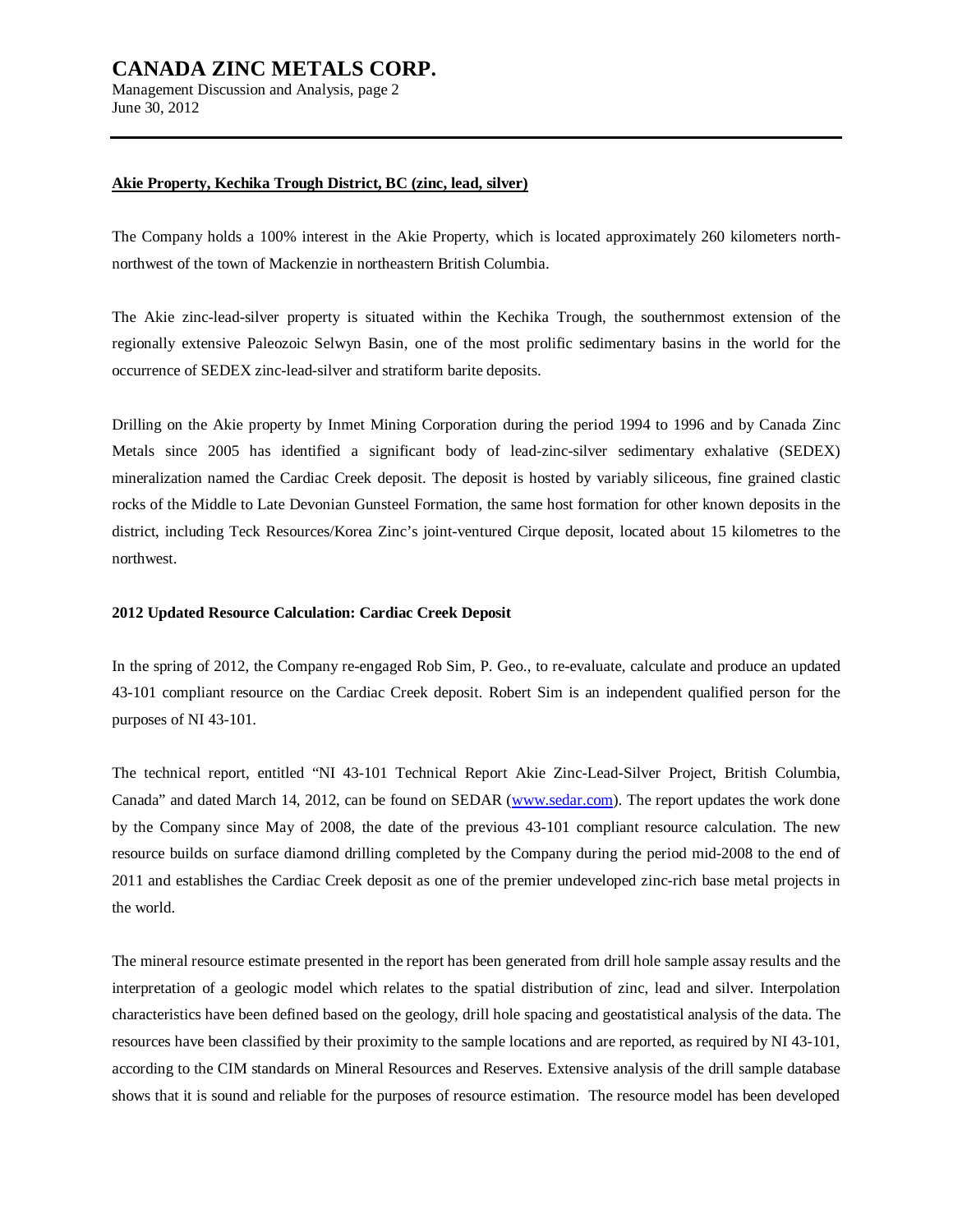**Akie Property, Kechika Trough District, BC (zinc, lead, silver)**

The Company holds a 100% interest in the Akie Property, which is located approximately 260 kilometers north-northwest of the town of Mackenzie in northeastern British Columbia.

The Akie zinc-lead-silver property is situated within the Kechika Trough, the southernmost extension of the regionally extensive Paleozoic Selwyn Basin, one of the most prolific sedimentary basins in the world for the occurrence of SEDEX zinc-lead-silver and stratiform barite deposits.

Drilling on the Akie property by Inmet Mining Corporation during the period 1994 to 1996 and by Canada Zinc Metals since 2005 has identified a significant body of lead-zinc-silver sedimentary exhalative (SEDEX) mineralization named the Cardiac Creek deposit. The deposit is hosted by variably siliceous, fine grained clastic rocks of the Middle to Late Devonian Gunsteel Formation, the same host formation for other known deposits in the district, including Teck Resources/Korea Zinc's joint-ventured Cirque deposit, located about 15 kilometres to the northwest.

**2012 Updated Resource Calculation: Cardiac Creek Deposit**

In the spring of 2012, the Company re-engaged Rob Sim, P. Geo., to re-evaluate, calculate and produce an updated 43-101 compliant resource on the Cardiac Creek deposit. Robert Sim is an independent qualified person for the purposes of NI 43-101.

The technical report, entitled "NI 43-101 Technical Report Akie Zinc-Lead-Silver Project, British Columbia, Canada" and dated March 14, 2012, can be found on SEDAR (www.sedar.com). The report updates the work done by the Company since May of 2008, the date of the previous 43-101 compliant resource calculation. The new resource builds on surface diamond drilling completed by the Company during the period mid-2008 to the end of 2011 and establishes the Cardiac Creek deposit as one of the premier undeveloped zinc-rich base metal projects in the world.

The mineral resource estimate presented in the report has been generated from drill hole sample assay results and the interpretation of a geologic model which relates to the spatial distribution of zinc, lead and silver. Interpolation characteristics have been defined based on the geology, drill hole spacing and geostatistical analysis of the data. The resources have been classified by their proximity to the sample locations and are reported, as required by NI 43-101, according to the CIM standards on Mineral Resources and Reserves. Extensive analysis of the drill sample database shows that it is sound and reliable for the purposes of resource estimation. The resource model has been developed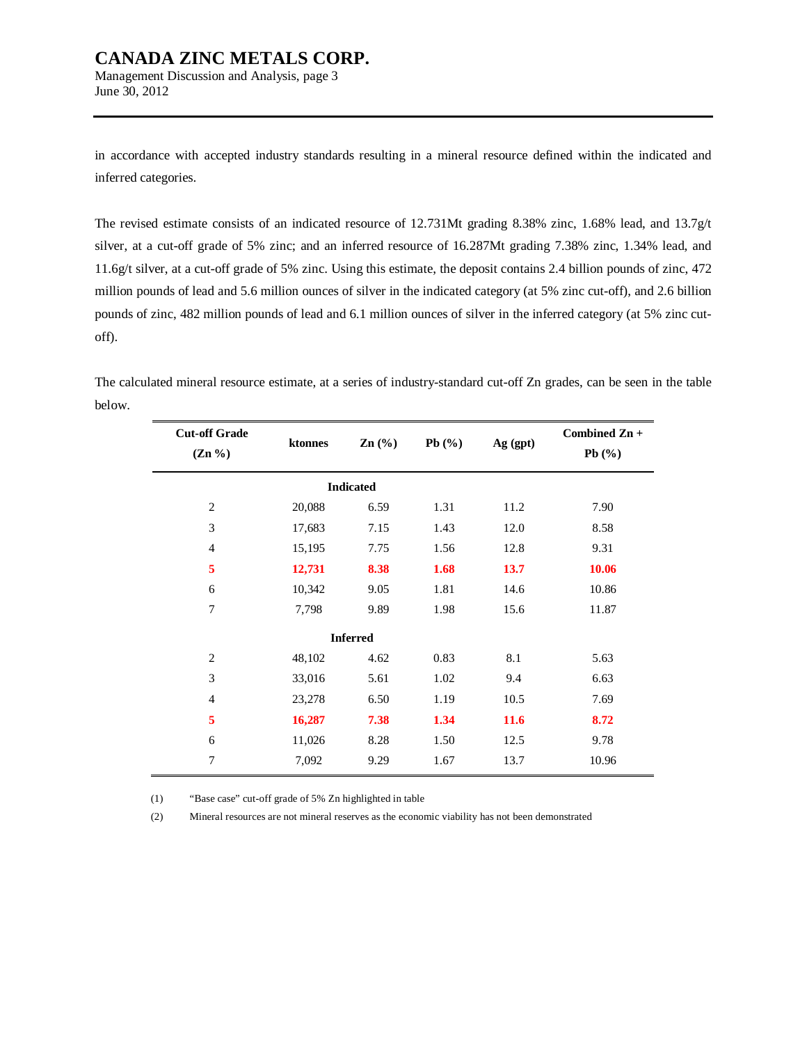in accordance with accepted industry standards resulting in a mineral resource defined within the indicated and inferred categories.

The revised estimate consists of an indicated resource of 12.731Mt grading 8.38% zinc, 1.68% lead, and 13.7g/t silver, at a cut-off grade of 5% zinc; and an inferred resource of 16.287Mt grading 7.38% zinc, 1.34% lead, and 11.6g/t silver, at a cut-off grade of 5% zinc. Using this estimate, the deposit contains 2.4 billion pounds of zinc, 472 million pounds of lead and 5.6 million ounces of silver in the indicated category (at 5% zinc cut-off), and 2.6 billion pounds of zinc, 482 million pounds of lead and 6.1 million ounces of silver in the inferred category (at 5% zinc cut-off).

The calculated mineral resource estimate, at a series of industry-standard cut-off Zn grades, can be seen in the table below.

| Cut-off Grade (Zn %) | ktonnes | Zn (%) | Pb (%) | Ag (gpt) | Combined Zn + Pb (%) |
|---|---|---|---|---|---|
| | | **Indicated** | | | |
| 2 | 20,088 | 6.59 | 1.31 | 11.2 | 7.90 |
| 3 | 17,683 | 7.15 | 1.43 | 12.0 | 8.58 |
| 4 | 15,195 | 7.75 | 1.56 | 12.8 | 9.31 |
| **5** | **12,731** | **8.38** | **1.68** | **13.7** | **10.06** |
| 6 | 10,342 | 9.05 | 1.81 | 14.6 | 10.86 |
| 7 | 7,798 | 9.89 | 1.98 | 15.6 | 11.87 |
| | | **Inferred** | | | |
| 2 | 48,102 | 4.62 | 0.83 | 8.1 | 5.63 |
| 3 | 33,016 | 5.61 | 1.02 | 9.4 | 6.63 |
| 4 | 23,278 | 6.50 | 1.19 | 10.5 | 7.69 |
| **5** | **16,287** | **7.38** | **1.34** | **11.6** | **8.72** |
| 6 | 11,026 | 8.28 | 1.50 | 12.5 | 9.78 |
| 7 | 7,092 | 9.29 | 1.67 | 13.7 | 10.96 |

(1) "Base case" cut-off grade of 5% Zn highlighted in table

(2) Mineral resources are not mineral reserves as the economic viability has not been demonstrated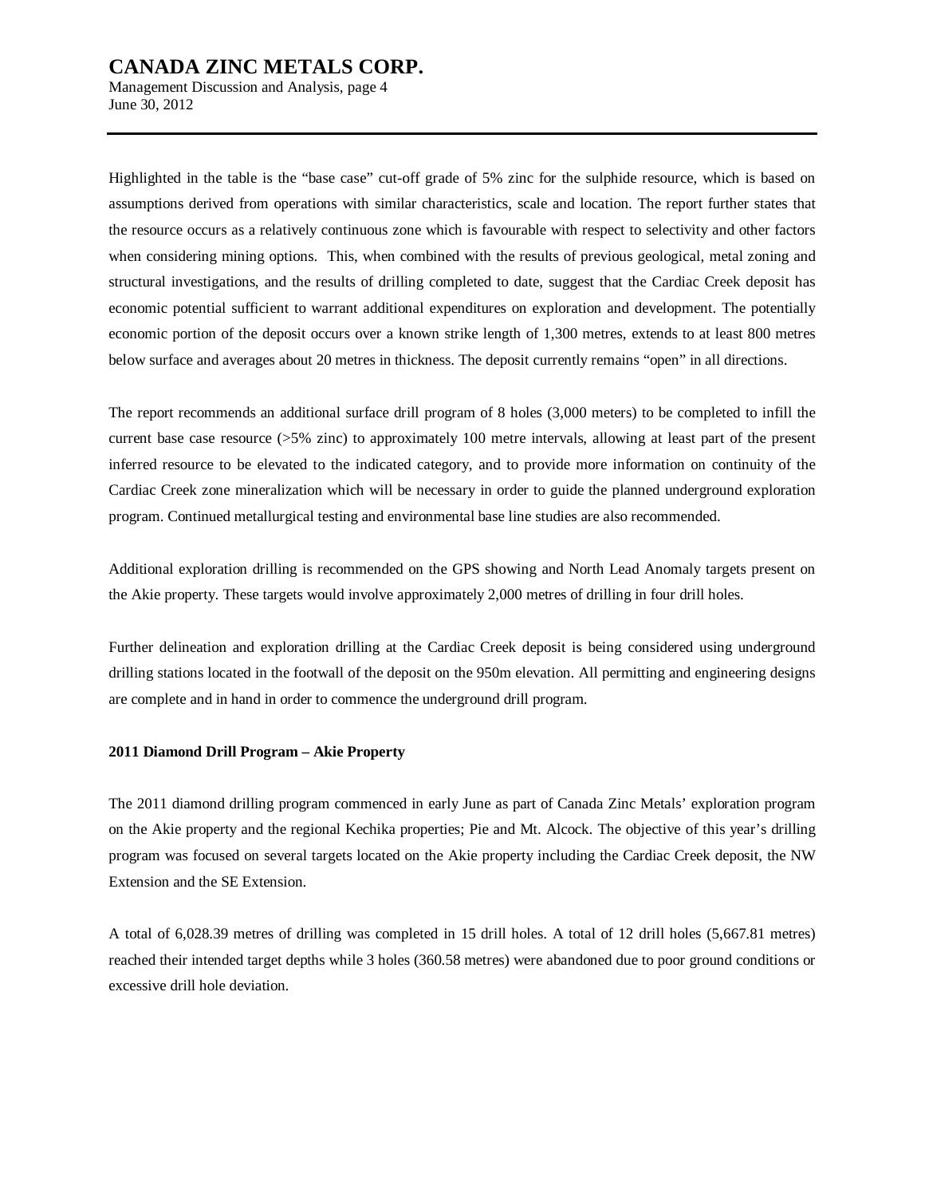Highlighted in the table is the "base case" cut-off grade of 5% zinc for the sulphide resource, which is based on assumptions derived from operations with similar characteristics, scale and location. The report further states that the resource occurs as a relatively continuous zone which is favourable with respect to selectivity and other factors when considering mining options. This, when combined with the results of previous geological, metal zoning and structural investigations, and the results of drilling completed to date, suggest that the Cardiac Creek deposit has economic potential sufficient to warrant additional expenditures on exploration and development. The potentially economic portion of the deposit occurs over a known strike length of 1,300 metres, extends to at least 800 metres below surface and averages about 20 metres in thickness. The deposit currently remains "open" in all directions.

The report recommends an additional surface drill program of 8 holes (3,000 meters) to be completed to infill the current base case resource (>5% zinc) to approximately 100 metre intervals, allowing at least part of the present inferred resource to be elevated to the indicated category, and to provide more information on continuity of the Cardiac Creek zone mineralization which will be necessary in order to guide the planned underground exploration program. Continued metallurgical testing and environmental base line studies are also recommended.

Additional exploration drilling is recommended on the GPS showing and North Lead Anomaly targets present on the Akie property. These targets would involve approximately 2,000 metres of drilling in four drill holes.

Further delineation and exploration drilling at the Cardiac Creek deposit is being considered using underground drilling stations located in the footwall of the deposit on the 950m elevation. All permitting and engineering designs are complete and in hand in order to commence the underground drill program.

**2011 Diamond Drill Program – Akie Property**

The 2011 diamond drilling program commenced in early June as part of Canada Zinc Metals' exploration program on the Akie property and the regional Kechika properties; Pie and Mt. Alcock. The objective of this year's drilling program was focused on several targets located on the Akie property including the Cardiac Creek deposit, the NW Extension and the SE Extension.

A total of 6,028.39 metres of drilling was completed in 15 drill holes. A total of 12 drill holes (5,667.81 metres) reached their intended target depths while 3 holes (360.58 metres) were abandoned due to poor ground conditions or excessive drill hole deviation.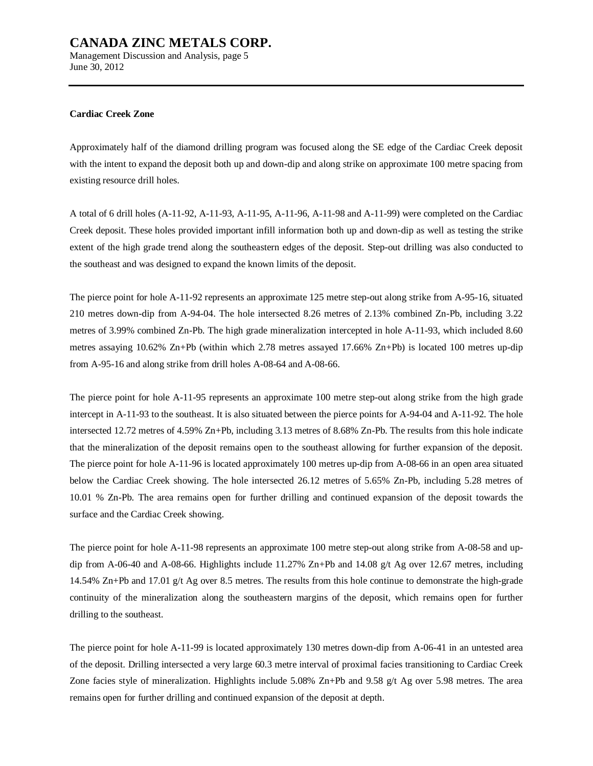**Cardiac Creek Zone**

Approximately half of the diamond drilling program was focused along the SE edge of the Cardiac Creek deposit with the intent to expand the deposit both up and down-dip and along strike on approximate 100 metre spacing from existing resource drill holes.

A total of 6 drill holes (A-11-92, A-11-93, A-11-95, A-11-96, A-11-98 and A-11-99) were completed on the Cardiac Creek deposit. These holes provided important infill information both up and down-dip as well as testing the strike extent of the high grade trend along the southeastern edges of the deposit. Step-out drilling was also conducted to the southeast and was designed to expand the known limits of the deposit.

The pierce point for hole A-11-92 represents an approximate 125 metre step-out along strike from A-95-16, situated 210 metres down-dip from A-94-04. The hole intersected 8.26 metres of 2.13% combined Zn-Pb, including 3.22 metres of 3.99% combined Zn-Pb. The high grade mineralization intercepted in hole A-11-93, which included 8.60 metres assaying 10.62% Zn+Pb (within which 2.78 metres assayed 17.66% Zn+Pb) is located 100 metres up-dip from A-95-16 and along strike from drill holes A-08-64 and A-08-66.

The pierce point for hole A-11-95 represents an approximate 100 metre step-out along strike from the high grade intercept in A-11-93 to the southeast. It is also situated between the pierce points for A-94-04 and A-11-92. The hole intersected 12.72 metres of 4.59% Zn+Pb, including 3.13 metres of 8.68% Zn-Pb. The results from this hole indicate that the mineralization of the deposit remains open to the southeast allowing for further expansion of the deposit. The pierce point for hole A-11-96 is located approximately 100 metres up-dip from A-08-66 in an open area situated below the Cardiac Creek showing. The hole intersected 26.12 metres of 5.65% Zn-Pb, including 5.28 metres of 10.01 % Zn-Pb. The area remains open for further drilling and continued expansion of the deposit towards the surface and the Cardiac Creek showing.

The pierce point for hole A-11-98 represents an approximate 100 metre step-out along strike from A-08-58 and up-dip from A-06-40 and A-08-66. Highlights include 11.27% Zn+Pb and 14.08 g/t Ag over 12.67 metres, including 14.54% Zn+Pb and 17.01 g/t Ag over 8.5 metres. The results from this hole continue to demonstrate the high-grade continuity of the mineralization along the southeastern margins of the deposit, which remains open for further drilling to the southeast.

The pierce point for hole A-11-99 is located approximately 130 metres down-dip from A-06-41 in an untested area of the deposit. Drilling intersected a very large 60.3 metre interval of proximal facies transitioning to Cardiac Creek Zone facies style of mineralization. Highlights include 5.08% Zn+Pb and 9.58 g/t Ag over 5.98 metres. The area remains open for further drilling and continued expansion of the deposit at depth.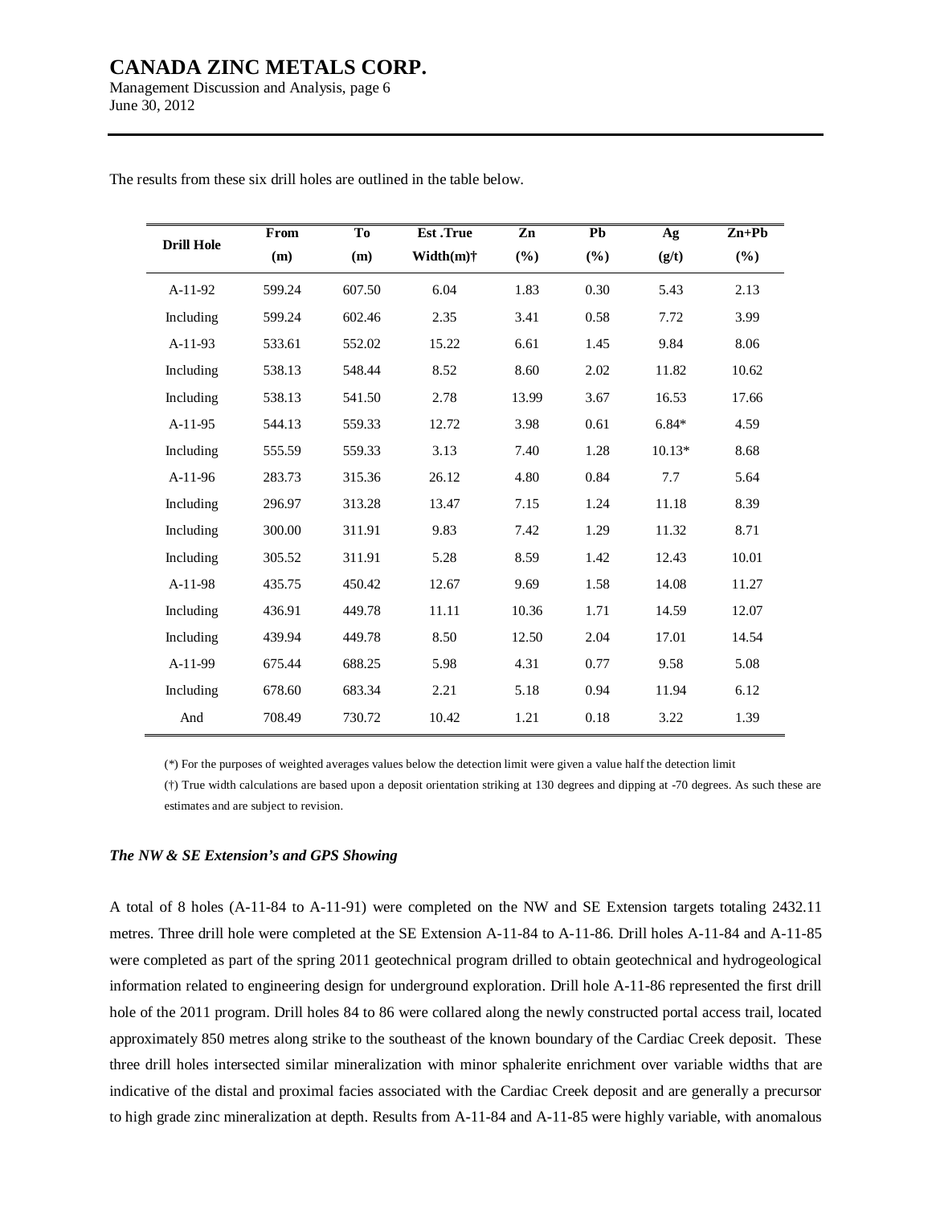The results from these six drill holes are outlined in the table below.

| Drill Hole | From (m) | To (m) | Est .True Width(m)† | Zn (%) | Pb (%) | Ag (g/t) | Zn+Pb (%) |
|---|---|---|---|---|---|---|---|
| A-11-92 | 599.24 | 607.50 | 6.04 | 1.83 | 0.30 | 5.43 | 2.13 |
| Including | 599.24 | 602.46 | 2.35 | 3.41 | 0.58 | 7.72 | 3.99 |
| A-11-93 | 533.61 | 552.02 | 15.22 | 6.61 | 1.45 | 9.84 | 8.06 |
| Including | 538.13 | 548.44 | 8.52 | 8.60 | 2.02 | 11.82 | 10.62 |
| Including | 538.13 | 541.50 | 2.78 | 13.99 | 3.67 | 16.53 | 17.66 |
| A-11-95 | 544.13 | 559.33 | 12.72 | 3.98 | 0.61 | 6.84* | 4.59 |
| Including | 555.59 | 559.33 | 3.13 | 7.40 | 1.28 | 10.13* | 8.68 |
| A-11-96 | 283.73 | 315.36 | 26.12 | 4.80 | 0.84 | 7.7 | 5.64 |
| Including | 296.97 | 313.28 | 13.47 | 7.15 | 1.24 | 11.18 | 8.39 |
| Including | 300.00 | 311.91 | 9.83 | 7.42 | 1.29 | 11.32 | 8.71 |
| Including | 305.52 | 311.91 | 5.28 | 8.59 | 1.42 | 12.43 | 10.01 |
| A-11-98 | 435.75 | 450.42 | 12.67 | 9.69 | 1.58 | 14.08 | 11.27 |
| Including | 436.91 | 449.78 | 11.11 | 10.36 | 1.71 | 14.59 | 12.07 |
| Including | 439.94 | 449.78 | 8.50 | 12.50 | 2.04 | 17.01 | 14.54 |
| A-11-99 | 675.44 | 688.25 | 5.98 | 4.31 | 0.77 | 9.58 | 5.08 |
| Including | 678.60 | 683.34 | 2.21 | 5.18 | 0.94 | 11.94 | 6.12 |
| And | 708.49 | 730.72 | 10.42 | 1.21 | 0.18 | 3.22 | 1.39 |

(*) For the purposes of weighted averages values below the detection limit were given a value half the detection limit

(†) True width calculations are based upon a deposit orientation striking at 130 degrees and dipping at -70 degrees. As such these are estimates and are subject to revision.

***The NW & SE Extension's and GPS Showing***

A total of 8 holes (A-11-84 to A-11-91) were completed on the NW and SE Extension targets totaling 2432.11 metres. Three drill hole were completed at the SE Extension A-11-84 to A-11-86. Drill holes A-11-84 and A-11-85 were completed as part of the spring 2011 geotechnical program drilled to obtain geotechnical and hydrogeological information related to engineering design for underground exploration. Drill hole A-11-86 represented the first drill hole of the 2011 program. Drill holes 84 to 86 were collared along the newly constructed portal access trail, located approximately 850 metres along strike to the southeast of the known boundary of the Cardiac Creek deposit. These three drill holes intersected similar mineralization with minor sphalerite enrichment over variable widths that are indicative of the distal and proximal facies associated with the Cardiac Creek deposit and are generally a precursor to high grade zinc mineralization at depth. Results from A-11-84 and A-11-85 were highly variable, with anomalous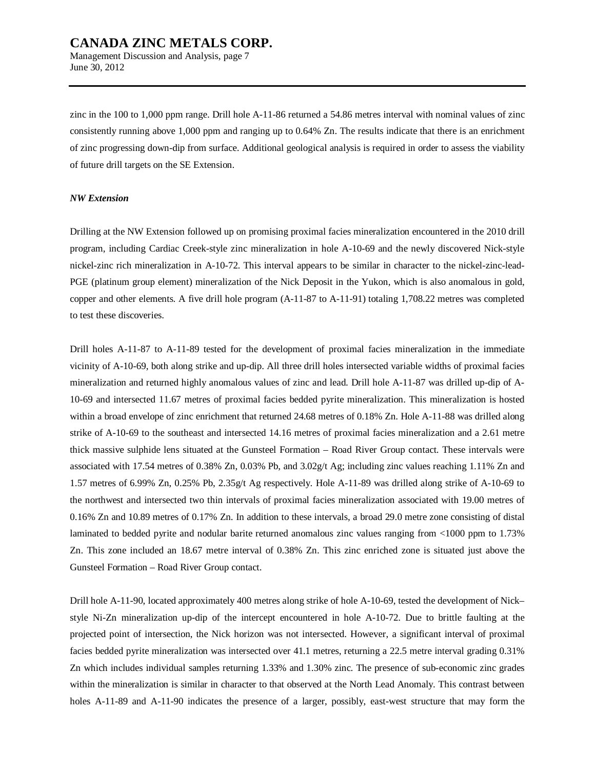zinc in the 100 to 1,000 ppm range. Drill hole A-11-86 returned a 54.86 metres interval with nominal values of zinc consistently running above 1,000 ppm and ranging up to 0.64% Zn. The results indicate that there is an enrichment of zinc progressing down-dip from surface. Additional geological analysis is required in order to assess the viability of future drill targets on the SE Extension.

***NW Extension***

Drilling at the NW Extension followed up on promising proximal facies mineralization encountered in the 2010 drill program, including Cardiac Creek-style zinc mineralization in hole A-10-69 and the newly discovered Nick-style nickel-zinc rich mineralization in A-10-72. This interval appears to be similar in character to the nickel-zinc-lead-PGE (platinum group element) mineralization of the Nick Deposit in the Yukon, which is also anomalous in gold, copper and other elements. A five drill hole program (A-11-87 to A-11-91) totaling 1,708.22 metres was completed to test these discoveries.

Drill holes A-11-87 to A-11-89 tested for the development of proximal facies mineralization in the immediate vicinity of A-10-69, both along strike and up-dip. All three drill holes intersected variable widths of proximal facies mineralization and returned highly anomalous values of zinc and lead. Drill hole A-11-87 was drilled up-dip of A-10-69 and intersected 11.67 metres of proximal facies bedded pyrite mineralization. This mineralization is hosted within a broad envelope of zinc enrichment that returned 24.68 metres of 0.18% Zn. Hole A-11-88 was drilled along strike of A-10-69 to the southeast and intersected 14.16 metres of proximal facies mineralization and a 2.61 metre thick massive sulphide lens situated at the Gunsteel Formation – Road River Group contact. These intervals were associated with 17.54 metres of 0.38% Zn, 0.03% Pb, and 3.02g/t Ag; including zinc values reaching 1.11% Zn and 1.57 metres of 6.99% Zn, 0.25% Pb, 2.35g/t Ag respectively. Hole A-11-89 was drilled along strike of A-10-69 to the northwest and intersected two thin intervals of proximal facies mineralization associated with 19.00 metres of 0.16% Zn and 10.89 metres of 0.17% Zn. In addition to these intervals, a broad 29.0 metre zone consisting of distal laminated to bedded pyrite and nodular barite returned anomalous zinc values ranging from <1000 ppm to 1.73% Zn. This zone included an 18.67 metre interval of 0.38% Zn. This zinc enriched zone is situated just above the Gunsteel Formation – Road River Group contact.

Drill hole A-11-90, located approximately 400 metres along strike of hole A-10-69, tested the development of Nick–style Ni-Zn mineralization up-dip of the intercept encountered in hole A-10-72. Due to brittle faulting at the projected point of intersection, the Nick horizon was not intersected. However, a significant interval of proximal facies bedded pyrite mineralization was intersected over 41.1 metres, returning a 22.5 metre interval grading 0.31% Zn which includes individual samples returning 1.33% and 1.30% zinc. The presence of sub-economic zinc grades within the mineralization is similar in character to that observed at the North Lead Anomaly. This contrast between holes A-11-89 and A-11-90 indicates the presence of a larger, possibly, east-west structure that may form the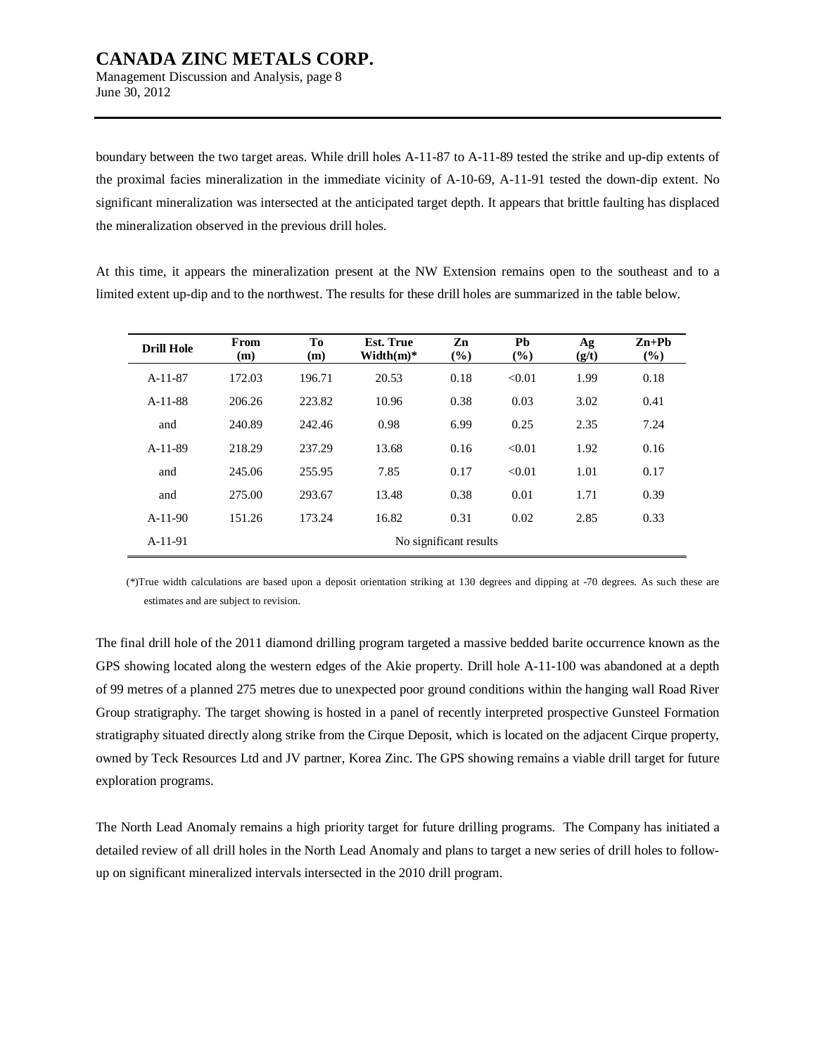boundary between the two target areas. While drill holes A-11-87 to A-11-89 tested the strike and up-dip extents of the proximal facies mineralization in the immediate vicinity of A-10-69, A-11-91 tested the down-dip extent. No significant mineralization was intersected at the anticipated target depth. It appears that brittle faulting has displaced the mineralization observed in the previous drill holes.

At this time, it appears the mineralization present at the NW Extension remains open to the southeast and to a limited extent up-dip and to the northwest. The results for these drill holes are summarized in the table below.

| Drill Hole | From (m) | To (m) | Est. True Width(m)* | Zn (%) | Pb (%) | Ag (g/t) | Zn+Pb (%) |
|---|---|---|---|---|---|---|---|
| A-11-87 | 172.03 | 196.71 | 20.53 | 0.18 | <0.01 | 1.99 | 0.18 |
| A-11-88 | 206.26 | 223.82 | 10.96 | 0.38 | 0.03 | 3.02 | 0.41 |
| and | 240.89 | 242.46 | 0.98 | 6.99 | 0.25 | 2.35 | 7.24 |
| A-11-89 | 218.29 | 237.29 | 13.68 | 0.16 | <0.01 | 1.92 | 0.16 |
| and | 245.06 | 255.95 | 7.85 | 0.17 | <0.01 | 1.01 | 0.17 |
| and | 275.00 | 293.67 | 13.48 | 0.38 | 0.01 | 1.71 | 0.39 |
| A-11-90 | 151.26 | 173.24 | 16.82 | 0.31 | 0.02 | 2.85 | 0.33 |
| A-11-91 | No significant results | | | | | | |

(*)True width calculations are based upon a deposit orientation striking at 130 degrees and dipping at -70 degrees. As such these are estimates and are subject to revision.

The final drill hole of the 2011 diamond drilling program targeted a massive bedded barite occurrence known as the GPS showing located along the western edges of the Akie property. Drill hole A-11-100 was abandoned at a depth of 99 metres of a planned 275 metres due to unexpected poor ground conditions within the hanging wall Road River Group stratigraphy. The target showing is hosted in a panel of recently interpreted prospective Gunsteel Formation stratigraphy situated directly along strike from the Cirque Deposit, which is located on the adjacent Cirque property, owned by Teck Resources Ltd and JV partner, Korea Zinc. The GPS showing remains a viable drill target for future exploration programs.

The North Lead Anomaly remains a high priority target for future drilling programs. The Company has initiated a detailed review of all drill holes in the North Lead Anomaly and plans to target a new series of drill holes to follow-up on significant mineralized intervals intersected in the 2010 drill program.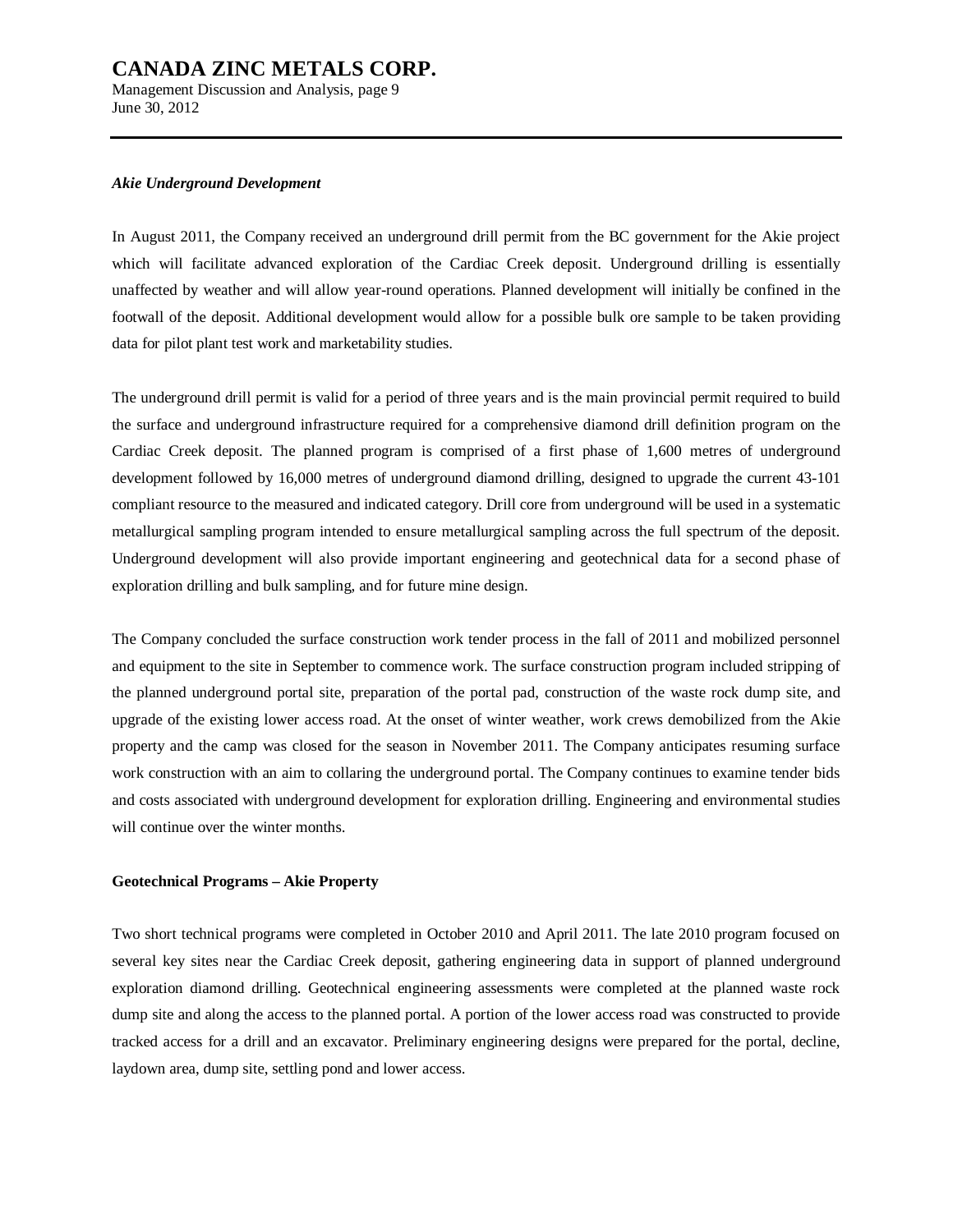*Akie Underground Development*

In August 2011, the Company received an underground drill permit from the BC government for the Akie project which will facilitate advanced exploration of the Cardiac Creek deposit. Underground drilling is essentially unaffected by weather and will allow year-round operations. Planned development will initially be confined in the footwall of the deposit. Additional development would allow for a possible bulk ore sample to be taken providing data for pilot plant test work and marketability studies.

The underground drill permit is valid for a period of three years and is the main provincial permit required to build the surface and underground infrastructure required for a comprehensive diamond drill definition program on the Cardiac Creek deposit. The planned program is comprised of a first phase of 1,600 metres of underground development followed by 16,000 metres of underground diamond drilling, designed to upgrade the current 43-101 compliant resource to the measured and indicated category. Drill core from underground will be used in a systematic metallurgical sampling program intended to ensure metallurgical sampling across the full spectrum of the deposit. Underground development will also provide important engineering and geotechnical data for a second phase of exploration drilling and bulk sampling, and for future mine design.

The Company concluded the surface construction work tender process in the fall of 2011 and mobilized personnel and equipment to the site in September to commence work. The surface construction program included stripping of the planned underground portal site, preparation of the portal pad, construction of the waste rock dump site, and upgrade of the existing lower access road. At the onset of winter weather, work crews demobilized from the Akie property and the camp was closed for the season in November 2011. The Company anticipates resuming surface work construction with an aim to collaring the underground portal. The Company continues to examine tender bids and costs associated with underground development for exploration drilling. Engineering and environmental studies will continue over the winter months.

**Geotechnical Programs – Akie Property**

Two short technical programs were completed in October 2010 and April 2011. The late 2010 program focused on several key sites near the Cardiac Creek deposit, gathering engineering data in support of planned underground exploration diamond drilling. Geotechnical engineering assessments were completed at the planned waste rock dump site and along the access to the planned portal. A portion of the lower access road was constructed to provide tracked access for a drill and an excavator. Preliminary engineering designs were prepared for the portal, decline, laydown area, dump site, settling pond and lower access.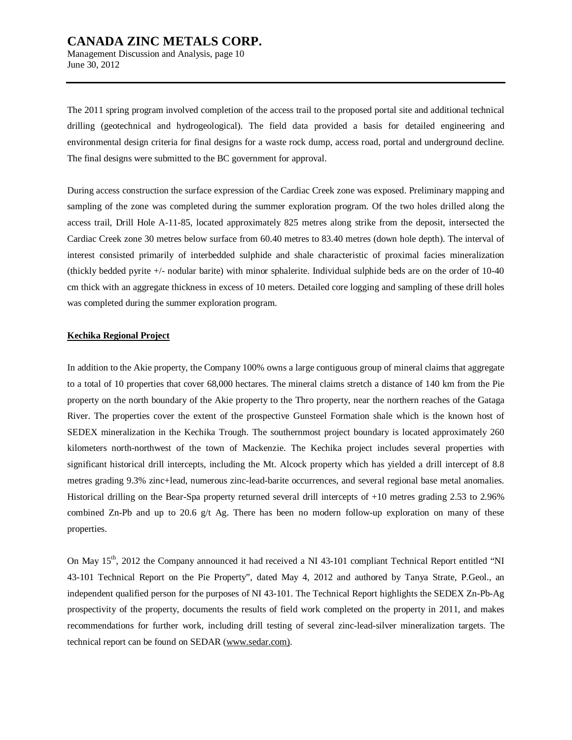The 2011 spring program involved completion of the access trail to the proposed portal site and additional technical drilling (geotechnical and hydrogeological). The field data provided a basis for detailed engineering and environmental design criteria for final designs for a waste rock dump, access road, portal and underground decline. The final designs were submitted to the BC government for approval.

During access construction the surface expression of the Cardiac Creek zone was exposed. Preliminary mapping and sampling of the zone was completed during the summer exploration program. Of the two holes drilled along the access trail, Drill Hole A-11-85, located approximately 825 metres along strike from the deposit, intersected the Cardiac Creek zone 30 metres below surface from 60.40 metres to 83.40 metres (down hole depth). The interval of interest consisted primarily of interbedded sulphide and shale characteristic of proximal facies mineralization (thickly bedded pyrite +/- nodular barite) with minor sphalerite. Individual sulphide beds are on the order of 10-40 cm thick with an aggregate thickness in excess of 10 meters. Detailed core logging and sampling of these drill holes was completed during the summer exploration program.

**Kechika Regional Project**

In addition to the Akie property, the Company 100% owns a large contiguous group of mineral claims that aggregate to a total of 10 properties that cover 68,000 hectares. The mineral claims stretch a distance of 140 km from the Pie property on the north boundary of the Akie property to the Thro property, near the northern reaches of the Gataga River. The properties cover the extent of the prospective Gunsteel Formation shale which is the known host of SEDEX mineralization in the Kechika Trough. The southernmost project boundary is located approximately 260 kilometers north-northwest of the town of Mackenzie. The Kechika project includes several properties with significant historical drill intercepts, including the Mt. Alcock property which has yielded a drill intercept of 8.8 metres grading 9.3% zinc+lead, numerous zinc-lead-barite occurrences, and several regional base metal anomalies. Historical drilling on the Bear-Spa property returned several drill intercepts of +10 metres grading 2.53 to 2.96% combined Zn-Pb and up to 20.6 g/t Ag. There has been no modern follow-up exploration on many of these properties.

On May 15th, 2012 the Company announced it had received a NI 43-101 compliant Technical Report entitled "NI 43-101 Technical Report on the Pie Property", dated May 4, 2012 and authored by Tanya Strate, P.Geol., an independent qualified person for the purposes of NI 43-101. The Technical Report highlights the SEDEX Zn-Pb-Ag prospectivity of the property, documents the results of field work completed on the property in 2011, and makes recommendations for further work, including drill testing of several zinc-lead-silver mineralization targets. The technical report can be found on SEDAR (www.sedar.com).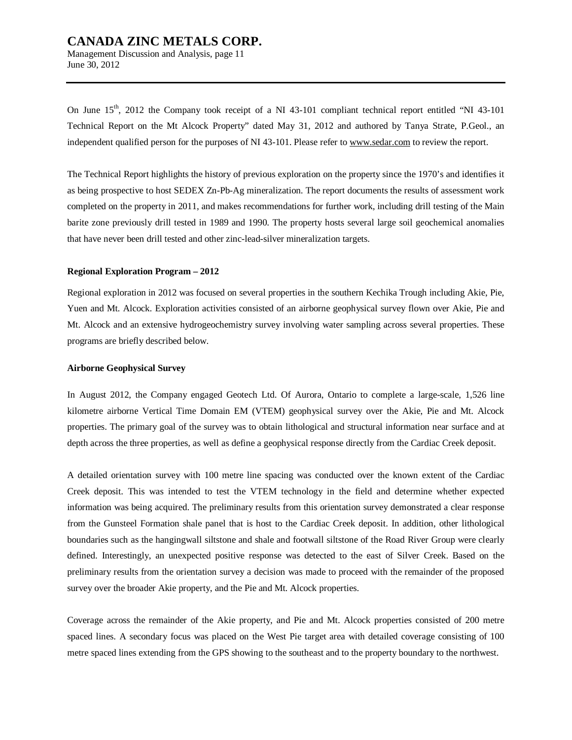On June 15th, 2012 the Company took receipt of a NI 43-101 compliant technical report entitled "NI 43-101 Technical Report on the Mt Alcock Property" dated May 31, 2012 and authored by Tanya Strate, P.Geol., an independent qualified person for the purposes of NI 43-101. Please refer to www.sedar.com to review the report.

The Technical Report highlights the history of previous exploration on the property since the 1970's and identifies it as being prospective to host SEDEX Zn-Pb-Ag mineralization. The report documents the results of assessment work completed on the property in 2011, and makes recommendations for further work, including drill testing of the Main barite zone previously drill tested in 1989 and 1990. The property hosts several large soil geochemical anomalies that have never been drill tested and other zinc-lead-silver mineralization targets.

**Regional Exploration Program – 2012**

Regional exploration in 2012 was focused on several properties in the southern Kechika Trough including Akie, Pie, Yuen and Mt. Alcock. Exploration activities consisted of an airborne geophysical survey flown over Akie, Pie and Mt. Alcock and an extensive hydrogeochemistry survey involving water sampling across several properties. These programs are briefly described below.

**Airborne Geophysical Survey**

In August 2012, the Company engaged Geotech Ltd. Of Aurora, Ontario to complete a large-scale, 1,526 line kilometre airborne Vertical Time Domain EM (VTEM) geophysical survey over the Akie, Pie and Mt. Alcock properties. The primary goal of the survey was to obtain lithological and structural information near surface and at depth across the three properties, as well as define a geophysical response directly from the Cardiac Creek deposit.

A detailed orientation survey with 100 metre line spacing was conducted over the known extent of the Cardiac Creek deposit. This was intended to test the VTEM technology in the field and determine whether expected information was being acquired. The preliminary results from this orientation survey demonstrated a clear response from the Gunsteel Formation shale panel that is host to the Cardiac Creek deposit. In addition, other lithological boundaries such as the hangingwall siltstone and shale and footwall siltstone of the Road River Group were clearly defined. Interestingly, an unexpected positive response was detected to the east of Silver Creek. Based on the preliminary results from the orientation survey a decision was made to proceed with the remainder of the proposed survey over the broader Akie property, and the Pie and Mt. Alcock properties.

Coverage across the remainder of the Akie property, and Pie and Mt. Alcock properties consisted of 200 metre spaced lines. A secondary focus was placed on the West Pie target area with detailed coverage consisting of 100 metre spaced lines extending from the GPS showing to the southeast and to the property boundary to the northwest.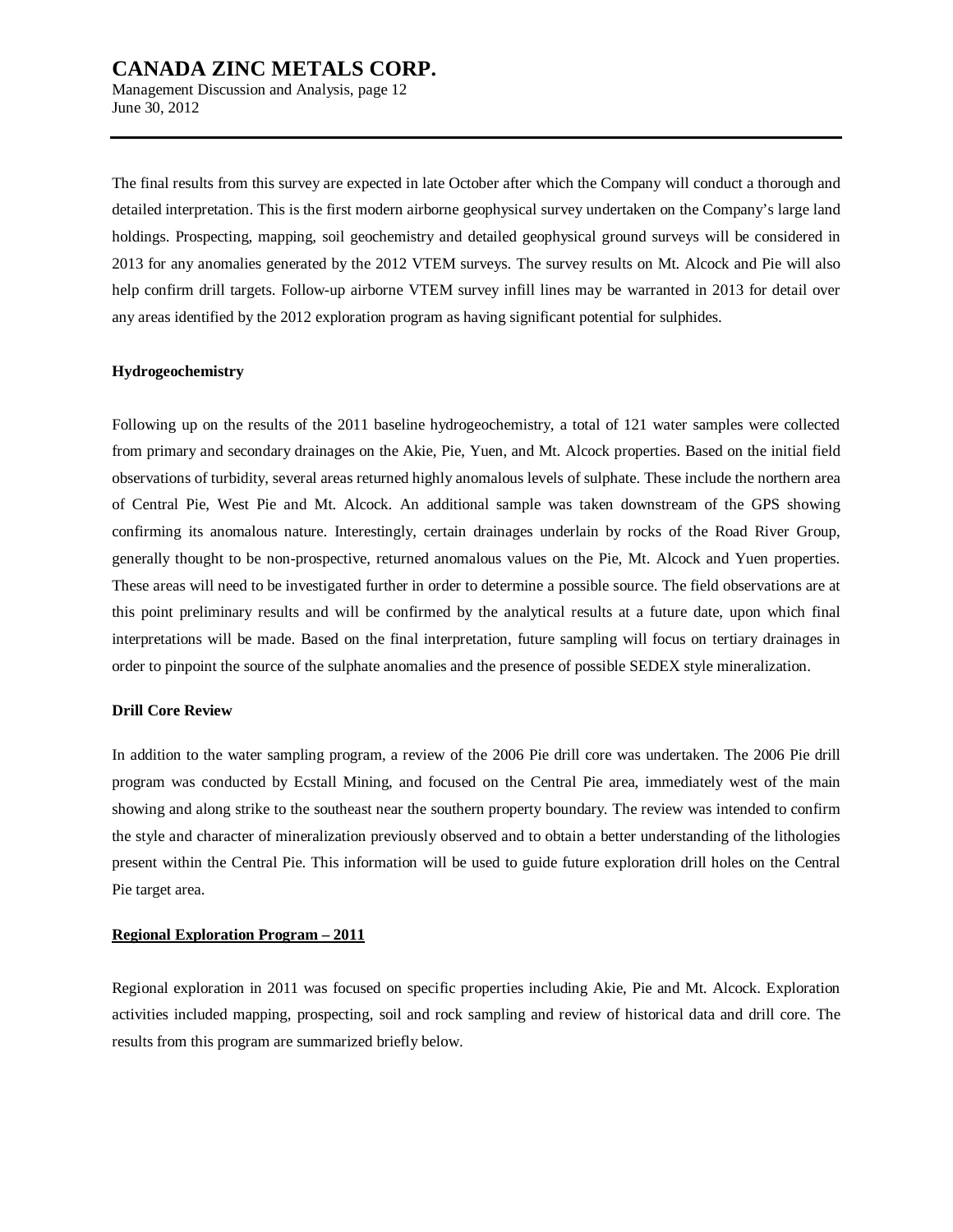The final results from this survey are expected in late October after which the Company will conduct a thorough and detailed interpretation. This is the first modern airborne geophysical survey undertaken on the Company's large land holdings. Prospecting, mapping, soil geochemistry and detailed geophysical ground surveys will be considered in 2013 for any anomalies generated by the 2012 VTEM surveys. The survey results on Mt. Alcock and Pie will also help confirm drill targets. Follow-up airborne VTEM survey infill lines may be warranted in 2013 for detail over any areas identified by the 2012 exploration program as having significant potential for sulphides.

**Hydrogeochemistry**

Following up on the results of the 2011 baseline hydrogeochemistry, a total of 121 water samples were collected from primary and secondary drainages on the Akie, Pie, Yuen, and Mt. Alcock properties. Based on the initial field observations of turbidity, several areas returned highly anomalous levels of sulphate. These include the northern area of Central Pie, West Pie and Mt. Alcock. An additional sample was taken downstream of the GPS showing confirming its anomalous nature. Interestingly, certain drainages underlain by rocks of the Road River Group, generally thought to be non-prospective, returned anomalous values on the Pie, Mt. Alcock and Yuen properties. These areas will need to be investigated further in order to determine a possible source. The field observations are at this point preliminary results and will be confirmed by the analytical results at a future date, upon which final interpretations will be made. Based on the final interpretation, future sampling will focus on tertiary drainages in order to pinpoint the source of the sulphate anomalies and the presence of possible SEDEX style mineralization.

**Drill Core Review**

In addition to the water sampling program, a review of the 2006 Pie drill core was undertaken. The 2006 Pie drill program was conducted by Ecstall Mining, and focused on the Central Pie area, immediately west of the main showing and along strike to the southeast near the southern property boundary. The review was intended to confirm the style and character of mineralization previously observed and to obtain a better understanding of the lithologies present within the Central Pie. This information will be used to guide future exploration drill holes on the Central Pie target area.

**Regional Exploration Program – 2011**

Regional exploration in 2011 was focused on specific properties including Akie, Pie and Mt. Alcock. Exploration activities included mapping, prospecting, soil and rock sampling and review of historical data and drill core. The results from this program are summarized briefly below.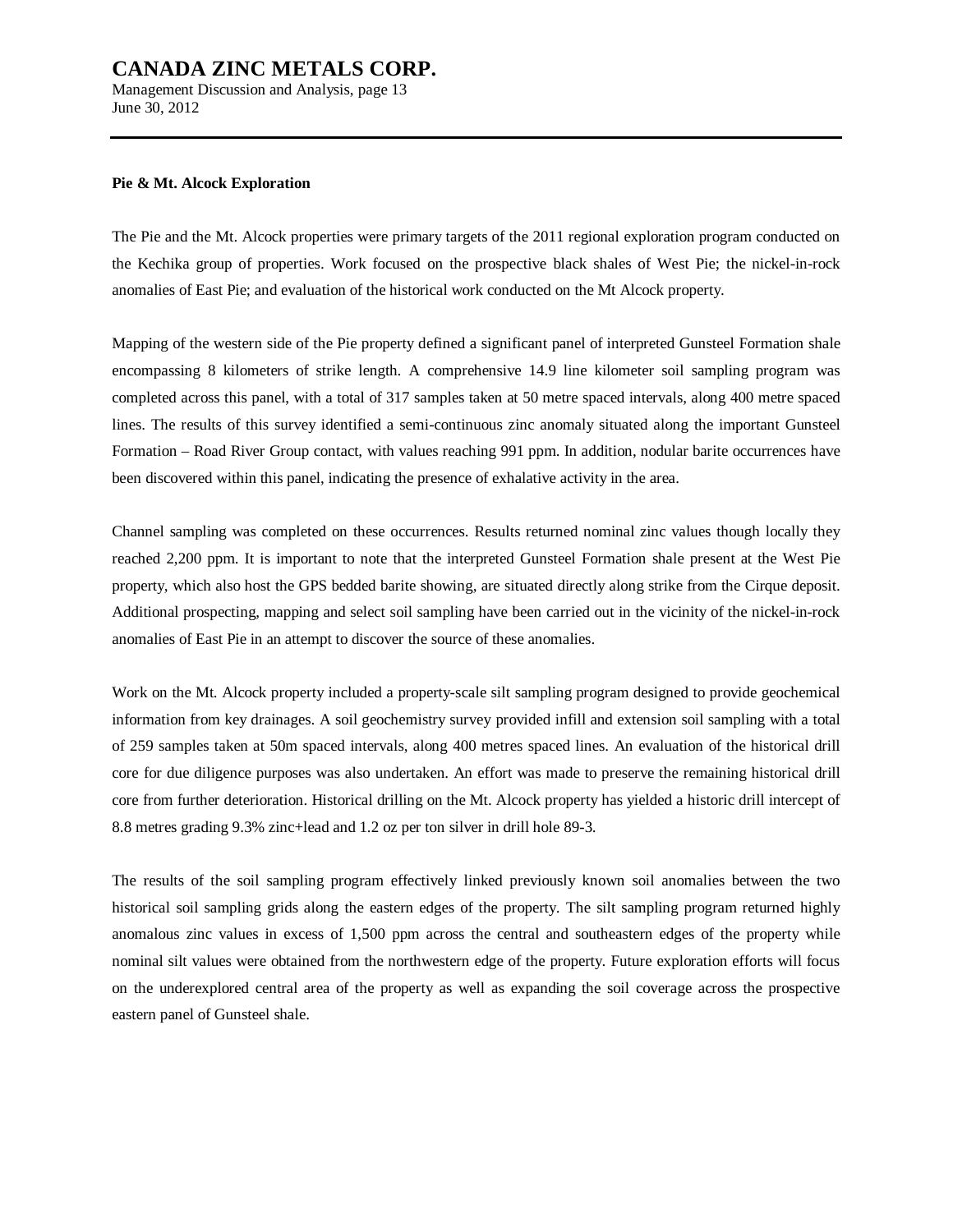**Pie & Mt. Alcock Exploration**

The Pie and the Mt. Alcock properties were primary targets of the 2011 regional exploration program conducted on the Kechika group of properties. Work focused on the prospective black shales of West Pie; the nickel-in-rock anomalies of East Pie; and evaluation of the historical work conducted on the Mt Alcock property.

Mapping of the western side of the Pie property defined a significant panel of interpreted Gunsteel Formation shale encompassing 8 kilometers of strike length. A comprehensive 14.9 line kilometer soil sampling program was completed across this panel, with a total of 317 samples taken at 50 metre spaced intervals, along 400 metre spaced lines. The results of this survey identified a semi-continuous zinc anomaly situated along the important Gunsteel Formation – Road River Group contact, with values reaching 991 ppm. In addition, nodular barite occurrences have been discovered within this panel, indicating the presence of exhalative activity in the area.

Channel sampling was completed on these occurrences. Results returned nominal zinc values though locally they reached 2,200 ppm. It is important to note that the interpreted Gunsteel Formation shale present at the West Pie property, which also host the GPS bedded barite showing, are situated directly along strike from the Cirque deposit. Additional prospecting, mapping and select soil sampling have been carried out in the vicinity of the nickel-in-rock anomalies of East Pie in an attempt to discover the source of these anomalies.

Work on the Mt. Alcock property included a property-scale silt sampling program designed to provide geochemical information from key drainages. A soil geochemistry survey provided infill and extension soil sampling with a total of 259 samples taken at 50m spaced intervals, along 400 metres spaced lines. An evaluation of the historical drill core for due diligence purposes was also undertaken. An effort was made to preserve the remaining historical drill core from further deterioration. Historical drilling on the Mt. Alcock property has yielded a historic drill intercept of 8.8 metres grading 9.3% zinc+lead and 1.2 oz per ton silver in drill hole 89-3.

The results of the soil sampling program effectively linked previously known soil anomalies between the two historical soil sampling grids along the eastern edges of the property. The silt sampling program returned highly anomalous zinc values in excess of 1,500 ppm across the central and southeastern edges of the property while nominal silt values were obtained from the northwestern edge of the property. Future exploration efforts will focus on the underexplored central area of the property as well as expanding the soil coverage across the prospective eastern panel of Gunsteel shale.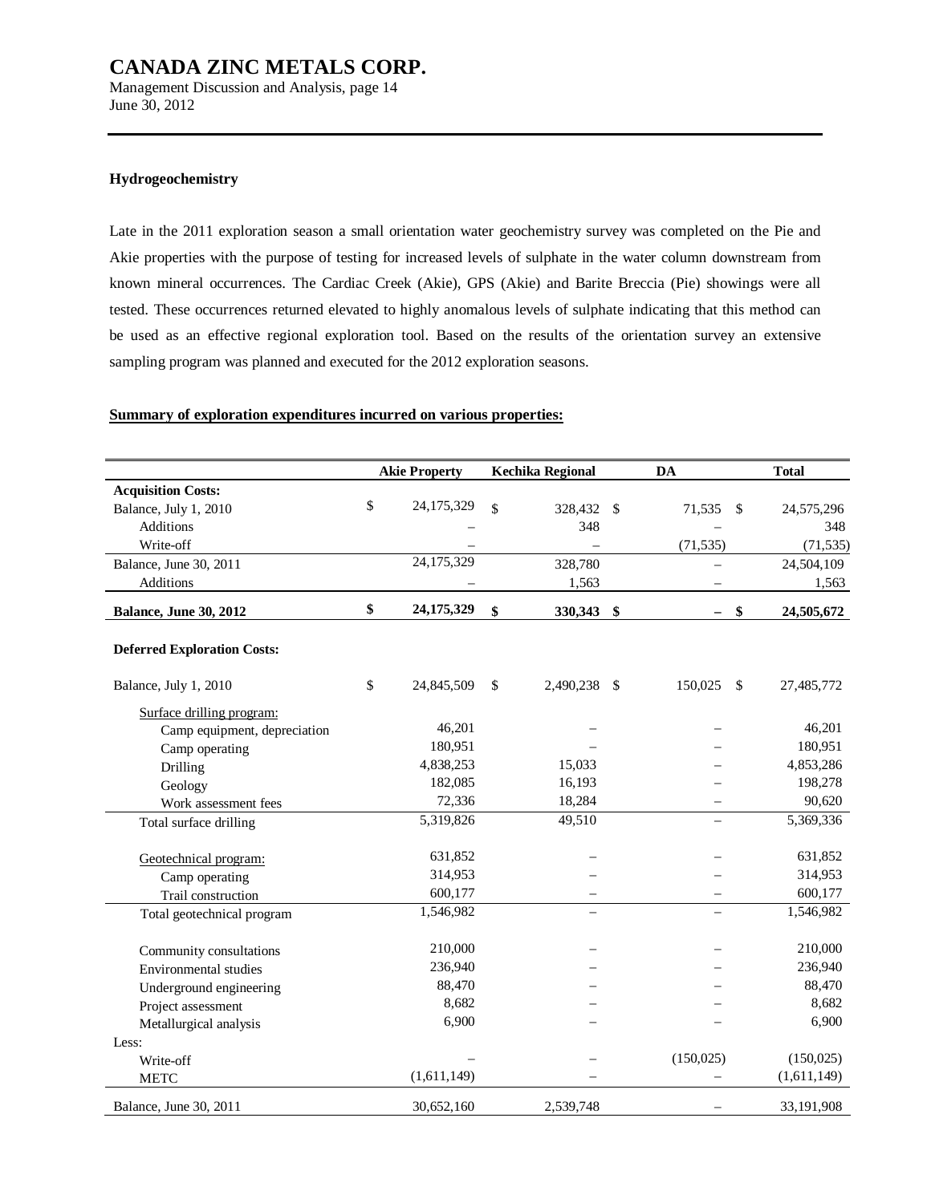### Hydrogeochemistry

Late in the 2011 exploration season a small orientation water geochemistry survey was completed on the Pie and Akie properties with the purpose of testing for increased levels of sulphate in the water column downstream from known mineral occurrences. The Cardiac Creek (Akie), GPS (Akie) and Barite Breccia (Pie) showings were all tested. These occurrences returned elevated to highly anomalous levels of sulphate indicating that this method can be used as an effective regional exploration tool. Based on the results of the orientation survey an extensive sampling program was planned and executed for the 2012 exploration seasons.

**Summary of exploration expenditures incurred on various properties:**

| | Akie Property | Kechika Regional | DA | Total |
|---|---|---|---|---|
| **Acquisition Costs:** | | | | |
| Balance, July 1, 2010 | $ 24,175,329 | $ 328,432 | $ 71,535 | $ 24,575,296 |
| Additions | – | 348 | – | 348 |
| Write-off | – | – | (71,535) | (71,535) |
| Balance, June 30, 2011 | 24,175,329 | 328,780 | – | 24,504,109 |
| Additions | – | 1,563 | – | 1,563 |
| **Balance, June 30, 2012** | **$ 24,175,329** | **$ 330,343** | **$ –** | **$ 24,505,672** |
| | | | | |
| **Deferred Exploration Costs:** | | | | |
| Balance, July 1, 2010 | $ 24,845,509 | $ 2,490,238 | $ 150,025 | $ 27,485,772 |
| Surface drilling program: | | | | |
| Camp equipment, depreciation | 46,201 | – | – | 46,201 |
| Camp operating | 180,951 | – | – | 180,951 |
| Drilling | 4,838,253 | 15,033 | – | 4,853,286 |
| Geology | 182,085 | 16,193 | – | 198,278 |
| Work assessment fees | 72,336 | 18,284 | – | 90,620 |
| Total surface drilling | 5,319,826 | 49,510 | – | 5,369,336 |
| Geotechnical program: | 631,852 | – | – | 631,852 |
| Camp operating | 314,953 | – | – | 314,953 |
| Trail construction | 600,177 | – | – | 600,177 |
| Total geotechnical program | 1,546,982 | – | – | 1,546,982 |
| Community consultations | 210,000 | – | – | 210,000 |
| Environmental studies | 236,940 | – | – | 236,940 |
| Underground engineering | 88,470 | – | – | 88,470 |
| Project assessment | 8,682 | – | – | 8,682 |
| Metallurgical analysis | 6,900 | – | – | 6,900 |
| Less: | | | | |
| Write-off | – | – | (150,025) | (150,025) |
| METC | (1,611,149) | – | – | (1,611,149) |
| Balance, June 30, 2011 | 30,652,160 | 2,539,748 | – | 33,191,908 |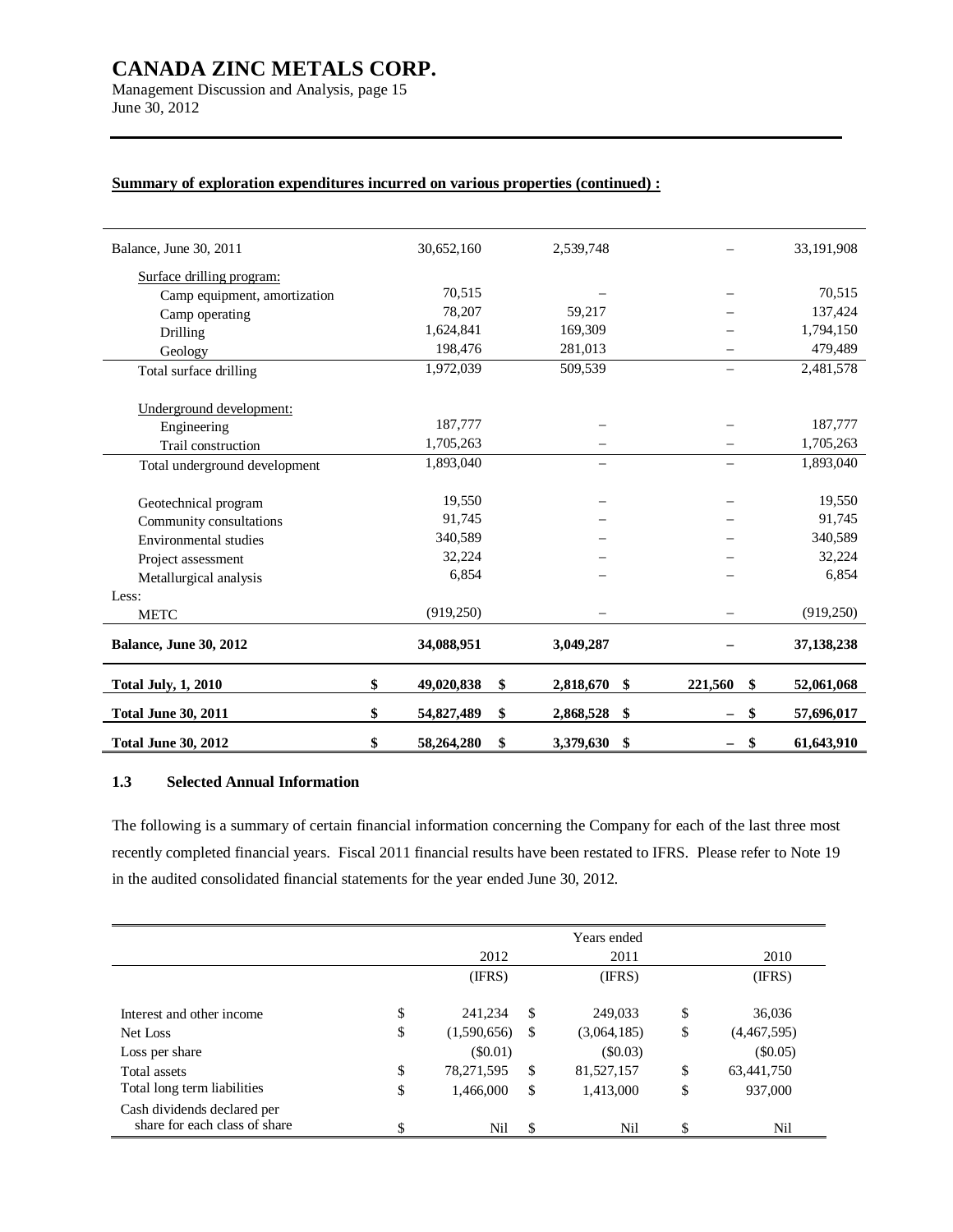**Summary of exploration expenditures incurred on various properties (continued) :**

| | | | | |
|---|---|---|---|---|
| Balance, June 30, 2011 | 30,652,160 | 2,539,748 | – | 33,191,908 |
| Surface drilling program: | | | | |
| Camp equipment, amortization | 70,515 | – | – | 70,515 |
| Camp operating | 78,207 | 59,217 | – | 137,424 |
| Drilling | 1,624,841 | 169,309 | – | 1,794,150 |
| Geology | 198,476 | 281,013 | – | 479,489 |
| Total surface drilling | 1,972,039 | 509,539 | – | 2,481,578 |
| Underground development: | | | | |
| Engineering | 187,777 | – | – | 187,777 |
| Trail construction | 1,705,263 | – | – | 1,705,263 |
| Total underground development | 1,893,040 | – | – | 1,893,040 |
| Geotechnical program | 19,550 | – | – | 19,550 |
| Community consultations | 91,745 | – | – | 91,745 |
| Environmental studies | 340,589 | – | – | 340,589 |
| Project assessment | 32,224 | – | – | 32,224 |
| Metallurgical analysis | 6,854 | – | – | 6,854 |
| Less: | | | | |
| METC | (919,250) | – | – | (919,250) |
| **Balance, June 30, 2012** | **34,088,951** | **3,049,287** | **–** | **37,138,238** |
| **Total July, 1, 2010** | **$ 49,020,838** | **$ 2,818,670** | **$ 221,560** | **$ 52,061,068** |
| **Total June 30, 2011** | **$ 54,827,489** | **$ 2,868,528** | **$ –** | **$ 57,696,017** |
| **Total June 30, 2012** | **$ 58,264,280** | **$ 3,379,630** | **$ –** | **$ 61,643,910** |

### 1.3 Selected Annual Information

The following is a summary of certain financial information concerning the Company for each of the last three most recently completed financial years. Fiscal 2011 financial results have been restated to IFRS. Please refer to Note 19 in the audited consolidated financial statements for the year ended June 30, 2012.

| | Years ended | | |
|---|---|---|---|
| | 2012 (IFRS) | 2011 (IFRS) | 2010 (IFRS) |
| Interest and other income | $ 241,234 | $ 249,033 | $ 36,036 |
| Net Loss | $ (1,590,656) | $ (3,064,185) | $ (4,467,595) |
| Loss per share | ($0.01) | ($0.03) | ($0.05) |
| Total assets | $ 78,271,595 | $ 81,527,157 | $ 63,441,750 |
| Total long term liabilities | $ 1,466,000 | $ 1,413,000 | $ 937,000 |
| Cash dividends declared per share for each class of share | $ Nil | $ Nil | $ Nil |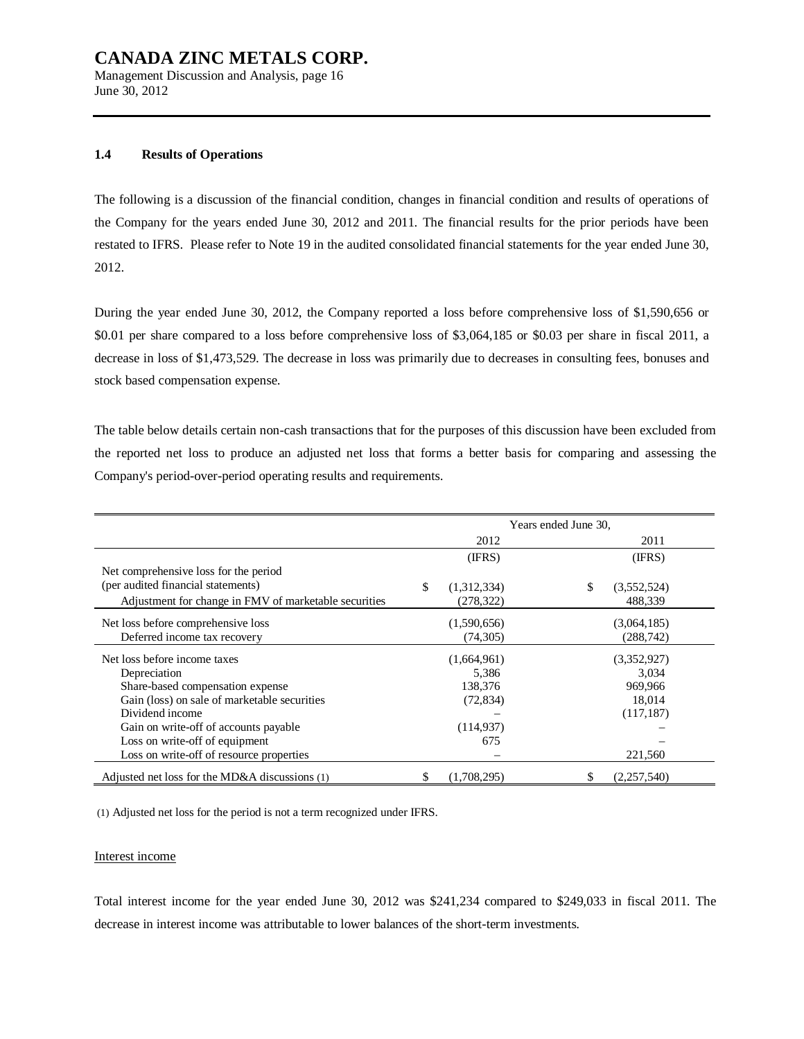### 1.4 Results of Operations

The following is a discussion of the financial condition, changes in financial condition and results of operations of the Company for the years ended June 30, 2012 and 2011. The financial results for the prior periods have been restated to IFRS. Please refer to Note 19 in the audited consolidated financial statements for the year ended June 30, 2012.

During the year ended June 30, 2012, the Company reported a loss before comprehensive loss of $1,590,656 or $0.01 per share compared to a loss before comprehensive loss of $3,064,185 or $0.03 per share in fiscal 2011, a decrease in loss of $1,473,529. The decrease in loss was primarily due to decreases in consulting fees, bonuses and stock based compensation expense.

The table below details certain non-cash transactions that for the purposes of this discussion have been excluded from the reported net loss to produce an adjusted net loss that forms a better basis for comparing and assessing the Company's period-over-period operating results and requirements.

| | Years ended June 30, | |
|---|---|---|
| | 2012 | 2011 |
| | (IFRS) | (IFRS) |
| Net comprehensive loss for the period (per audited financial statements) | $ (1,312,334) | $ (3,552,524) |
| Adjustment for change in FMV of marketable securities | (278,322) | 488,339 |
| Net loss before comprehensive loss | (1,590,656) | (3,064,185) |
| Deferred income tax recovery | (74,305) | (288,742) |
| Net loss before income taxes | (1,664,961) | (3,352,927) |
| Depreciation | 5,386 | 3,034 |
| Share-based compensation expense | 138,376 | 969,966 |
| Gain (loss) on sale of marketable securities | (72,834) | 18,014 |
| Dividend income | – | (117,187) |
| Gain on write-off of accounts payable | (114,937) | – |
| Loss on write-off of equipment | 675 | – |
| Loss on write-off of resource properties | – | 221,560 |
| Adjusted net loss for the MD&A discussions (1) | $ (1,708,295) | $ (2,257,540) |

(1) Adjusted net loss for the period is not a term recognized under IFRS.

Interest income

Total interest income for the year ended June 30, 2012 was $241,234 compared to $249,033 in fiscal 2011. The decrease in interest income was attributable to lower balances of the short-term investments.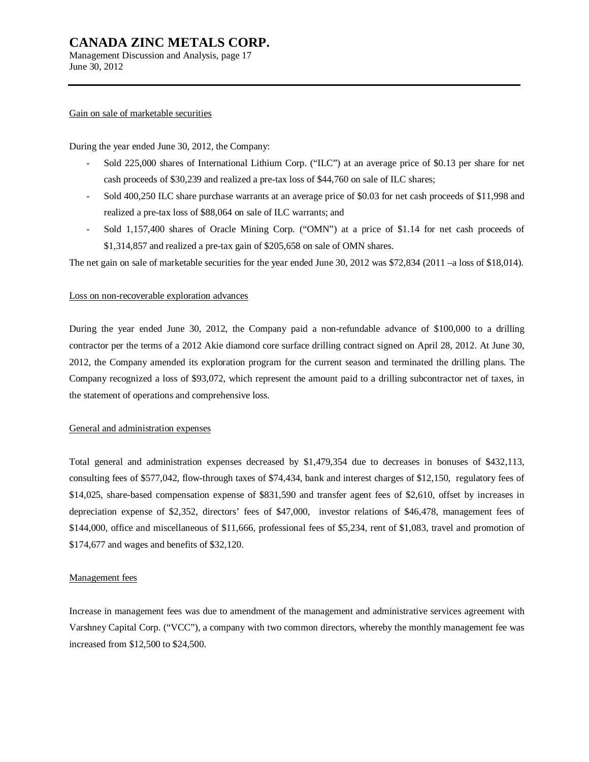Gain on sale of marketable securities

During the year ended June 30, 2012, the Company:

- Sold 225,000 shares of International Lithium Corp. ("ILC") at an average price of $0.13 per share for net cash proceeds of $30,239 and realized a pre-tax loss of $44,760 on sale of ILC shares;
- Sold 400,250 ILC share purchase warrants at an average price of $0.03 for net cash proceeds of $11,998 and realized a pre-tax loss of $88,064 on sale of ILC warrants; and
- Sold 1,157,400 shares of Oracle Mining Corp. ("OMN") at a price of $1.14 for net cash proceeds of $1,314,857 and realized a pre-tax gain of $205,658 on sale of OMN shares.

The net gain on sale of marketable securities for the year ended June 30, 2012 was $72,834 (2011 –a loss of $18,014).

Loss on non-recoverable exploration advances

During the year ended June 30, 2012, the Company paid a non-refundable advance of $100,000 to a drilling contractor per the terms of a 2012 Akie diamond core surface drilling contract signed on April 28, 2012. At June 30, 2012, the Company amended its exploration program for the current season and terminated the drilling plans. The Company recognized a loss of $93,072, which represent the amount paid to a drilling subcontractor net of taxes, in the statement of operations and comprehensive loss.

General and administration expenses

Total general and administration expenses decreased by $1,479,354 due to decreases in bonuses of $432,113, consulting fees of $577,042, flow-through taxes of $74,434, bank and interest charges of $12,150, regulatory fees of $14,025, share-based compensation expense of $831,590 and transfer agent fees of $2,610, offset by increases in depreciation expense of $2,352, directors' fees of $47,000, investor relations of $46,478, management fees of $144,000, office and miscellaneous of $11,666, professional fees of $5,234, rent of $1,083, travel and promotion of $174,677 and wages and benefits of $32,120.

Management fees

Increase in management fees was due to amendment of the management and administrative services agreement with Varshney Capital Corp. ("VCC"), a company with two common directors, whereby the monthly management fee was increased from $12,500 to $24,500.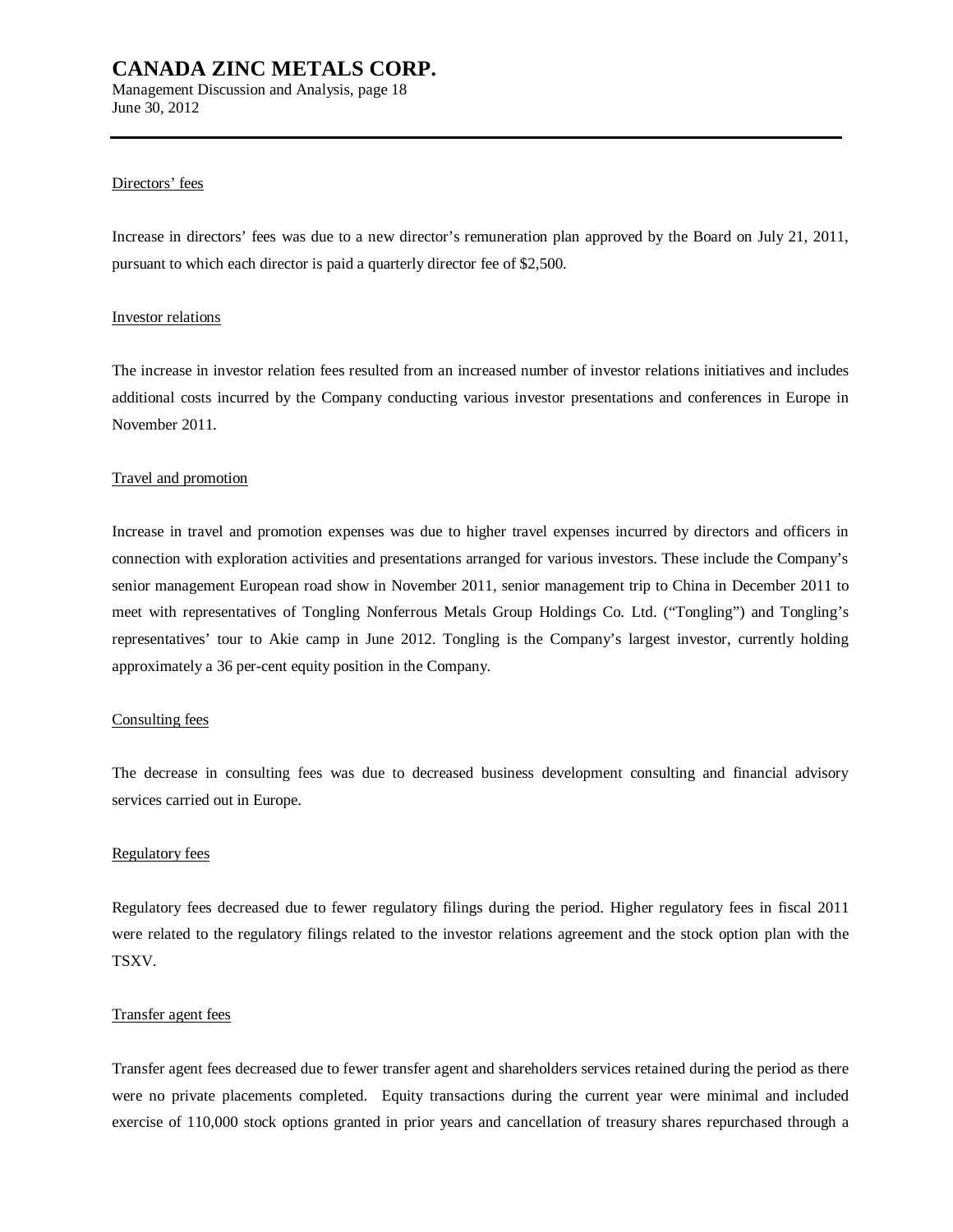Directors' fees

Increase in directors' fees was due to a new director's remuneration plan approved by the Board on July 21, 2011, pursuant to which each director is paid a quarterly director fee of $2,500.

Investor relations

The increase in investor relation fees resulted from an increased number of investor relations initiatives and includes additional costs incurred by the Company conducting various investor presentations and conferences in Europe in November 2011.

Travel and promotion

Increase in travel and promotion expenses was due to higher travel expenses incurred by directors and officers in connection with exploration activities and presentations arranged for various investors. These include the Company's senior management European road show in November 2011, senior management trip to China in December 2011 to meet with representatives of Tongling Nonferrous Metals Group Holdings Co. Ltd. ("Tongling") and Tongling's representatives' tour to Akie camp in June 2012. Tongling is the Company's largest investor, currently holding approximately a 36 per-cent equity position in the Company.

Consulting fees

The decrease in consulting fees was due to decreased business development consulting and financial advisory services carried out in Europe.

Regulatory fees

Regulatory fees decreased due to fewer regulatory filings during the period. Higher regulatory fees in fiscal 2011 were related to the regulatory filings related to the investor relations agreement and the stock option plan with the TSXV.

Transfer agent fees

Transfer agent fees decreased due to fewer transfer agent and shareholders services retained during the period as there were no private placements completed. Equity transactions during the current year were minimal and included exercise of 110,000 stock options granted in prior years and cancellation of treasury shares repurchased through a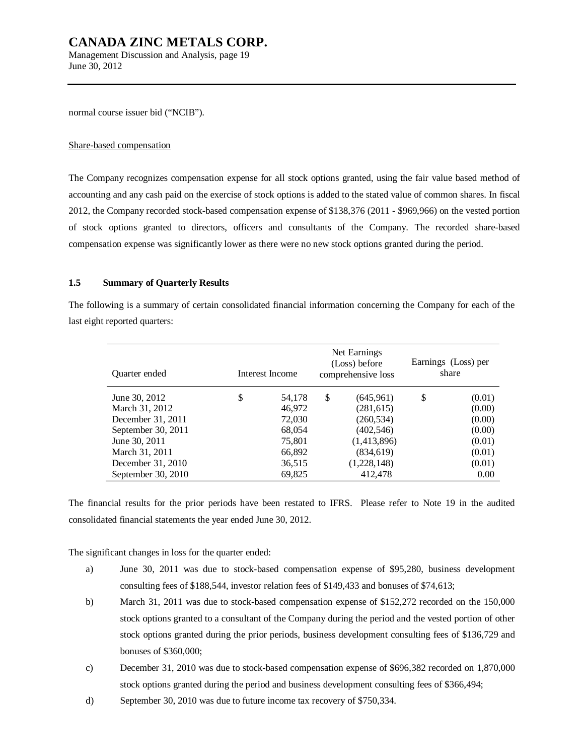normal course issuer bid ("NCIB").

Share-based compensation

The Company recognizes compensation expense for all stock options granted, using the fair value based method of accounting and any cash paid on the exercise of stock options is added to the stated value of common shares. In fiscal 2012, the Company recorded stock-based compensation expense of $138,376 (2011 - $969,966) on the vested portion of stock options granted to directors, officers and consultants of the Company. The recorded share-based compensation expense was significantly lower as there were no new stock options granted during the period.

### 1.5 Summary of Quarterly Results

The following is a summary of certain consolidated financial information concerning the Company for each of the last eight reported quarters:

| Quarter ended | Interest Income | Net Earnings (Loss) before comprehensive loss | Earnings (Loss) per share |
|---|---|---|---|
| June 30, 2012 | $ 54,178 | $ (645,961) | $ (0.01) |
| March 31, 2012 | 46,972 | (281,615) | (0.00) |
| December 31, 2011 | 72,030 | (260,534) | (0.00) |
| September 30, 2011 | 68,054 | (402,546) | (0.00) |
| June 30, 2011 | 75,801 | (1,413,896) | (0.01) |
| March 31, 2011 | 66,892 | (834,619) | (0.01) |
| December 31, 2010 | 36,515 | (1,228,148) | (0.01) |
| September 30, 2010 | 69,825 | 412,478 | 0.00 |

The financial results for the prior periods have been restated to IFRS. Please refer to Note 19 in the audited consolidated financial statements the year ended June 30, 2012.

The significant changes in loss for the quarter ended:

a) June 30, 2011 was due to stock-based compensation expense of $95,280, business development consulting fees of $188,544, investor relation fees of $149,433 and bonuses of $74,613;

b) March 31, 2011 was due to stock-based compensation expense of $152,272 recorded on the 150,000 stock options granted to a consultant of the Company during the period and the vested portion of other stock options granted during the prior periods, business development consulting fees of $136,729 and bonuses of $360,000;

c) December 31, 2010 was due to stock-based compensation expense of $696,382 recorded on 1,870,000 stock options granted during the period and business development consulting fees of $366,494;

d) September 30, 2010 was due to future income tax recovery of $750,334.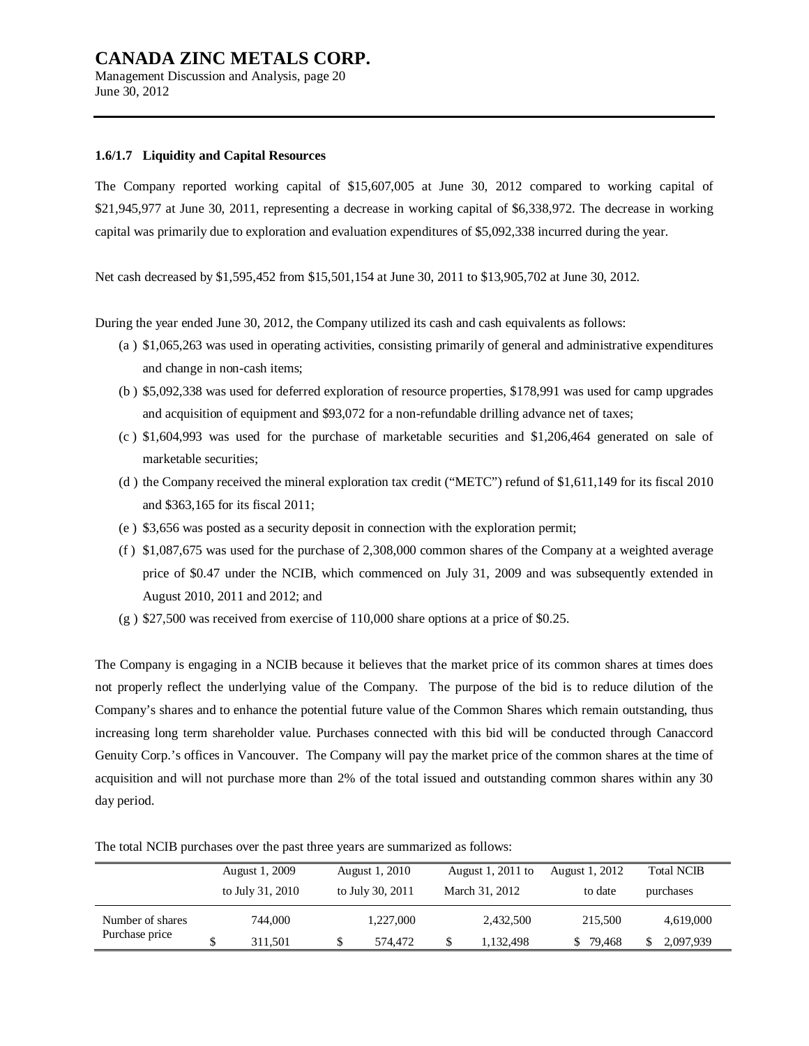### 1.6/1.7 Liquidity and Capital Resources

The Company reported working capital of $15,607,005 at June 30, 2012 compared to working capital of $21,945,977 at June 30, 2011, representing a decrease in working capital of $6,338,972. The decrease in working capital was primarily due to exploration and evaluation expenditures of $5,092,338 incurred during the year.

Net cash decreased by $1,595,452 from $15,501,154 at June 30, 2011 to $13,905,702 at June 30, 2012.

During the year ended June 30, 2012, the Company utilized its cash and cash equivalents as follows:

(a) $1,065,263 was used in operating activities, consisting primarily of general and administrative expenditures and change in non-cash items;

(b) $5,092,338 was used for deferred exploration of resource properties, $178,991 was used for camp upgrades and acquisition of equipment and $93,072 for a non-refundable drilling advance net of taxes;

(c) $1,604,993 was used for the purchase of marketable securities and $1,206,464 generated on sale of marketable securities;

(d) the Company received the mineral exploration tax credit ("METC") refund of $1,611,149 for its fiscal 2010 and $363,165 for its fiscal 2011;

(e) $3,656 was posted as a security deposit in connection with the exploration permit;

(f) $1,087,675 was used for the purchase of 2,308,000 common shares of the Company at a weighted average price of $0.47 under the NCIB, which commenced on July 31, 2009 and was subsequently extended in August 2010, 2011 and 2012; and

(g) $27,500 was received from exercise of 110,000 share options at a price of $0.25.

The Company is engaging in a NCIB because it believes that the market price of its common shares at times does not properly reflect the underlying value of the Company. The purpose of the bid is to reduce dilution of the Company's shares and to enhance the potential future value of the Common Shares which remain outstanding, thus increasing long term shareholder value. Purchases connected with this bid will be conducted through Canaccord Genuity Corp.'s offices in Vancouver. The Company will pay the market price of the common shares at the time of acquisition and will not purchase more than 2% of the total issued and outstanding common shares within any 30 day period.

The total NCIB purchases over the past three years are summarized as follows:

| | August 1, 2009 to July 31, 2010 | August 1, 2010 to July 30, 2011 | August 1, 2011 to March 31, 2012 | August 1, 2012 to date | Total NCIB purchases |
|---|---|---|---|---|---|
| Number of shares | 744,000 | 1,227,000 | 2,432,500 | 215,500 | 4,619,000 |
| Purchase price | $ 311,501 | $ 574,472 | $ 1,132,498 | $ 79,468 | $ 2,097,939 |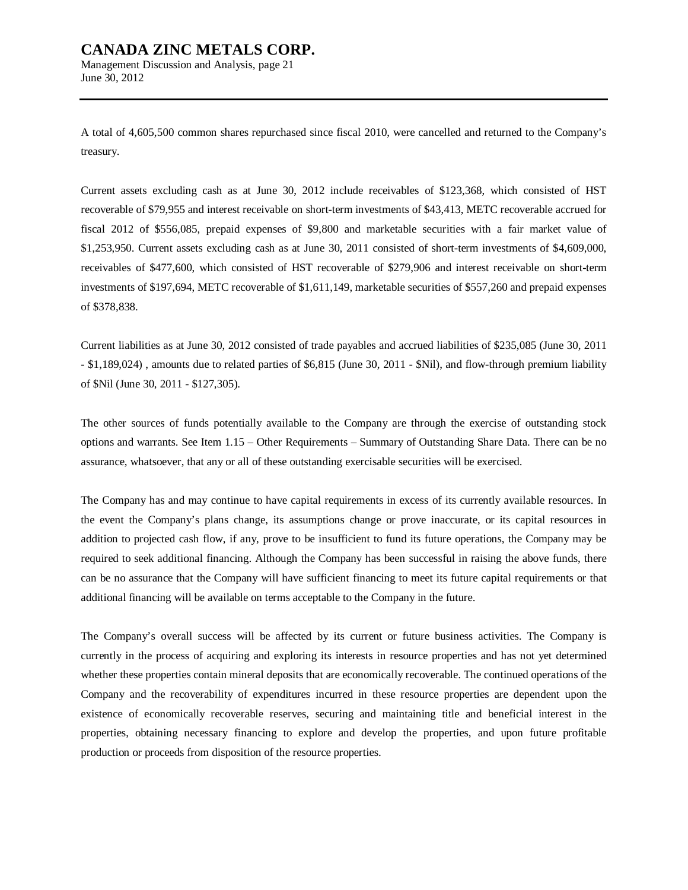A total of 4,605,500 common shares repurchased since fiscal 2010, were cancelled and returned to the Company's treasury.

Current assets excluding cash as at June 30, 2012 include receivables of $123,368, which consisted of HST recoverable of $79,955 and interest receivable on short-term investments of $43,413, METC recoverable accrued for fiscal 2012 of $556,085, prepaid expenses of $9,800 and marketable securities with a fair market value of $1,253,950. Current assets excluding cash as at June 30, 2011 consisted of short-term investments of $4,609,000, receivables of $477,600, which consisted of HST recoverable of $279,906 and interest receivable on short-term investments of $197,694, METC recoverable of $1,611,149, marketable securities of $557,260 and prepaid expenses of $378,838.

Current liabilities as at June 30, 2012 consisted of trade payables and accrued liabilities of $235,085 (June 30, 2011 - $1,189,024) , amounts due to related parties of $6,815 (June 30, 2011 - $Nil), and flow-through premium liability of $Nil (June 30, 2011 - $127,305).

The other sources of funds potentially available to the Company are through the exercise of outstanding stock options and warrants. See Item 1.15 – Other Requirements – Summary of Outstanding Share Data. There can be no assurance, whatsoever, that any or all of these outstanding exercisable securities will be exercised.

The Company has and may continue to have capital requirements in excess of its currently available resources. In the event the Company's plans change, its assumptions change or prove inaccurate, or its capital resources in addition to projected cash flow, if any, prove to be insufficient to fund its future operations, the Company may be required to seek additional financing. Although the Company has been successful in raising the above funds, there can be no assurance that the Company will have sufficient financing to meet its future capital requirements or that additional financing will be available on terms acceptable to the Company in the future.

The Company's overall success will be affected by its current or future business activities. The Company is currently in the process of acquiring and exploring its interests in resource properties and has not yet determined whether these properties contain mineral deposits that are economically recoverable. The continued operations of the Company and the recoverability of expenditures incurred in these resource properties are dependent upon the existence of economically recoverable reserves, securing and maintaining title and beneficial interest in the properties, obtaining necessary financing to explore and develop the properties, and upon future profitable production or proceeds from disposition of the resource properties.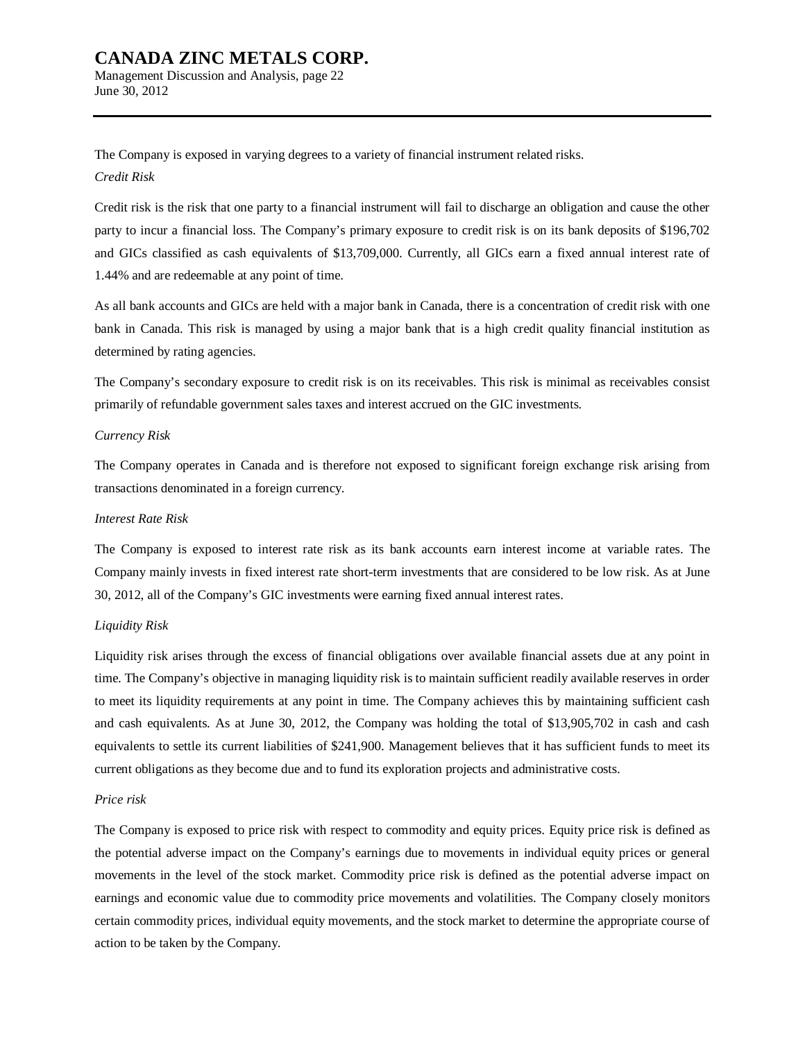The Company is exposed in varying degrees to a variety of financial instrument related risks.

*Credit Risk*

Credit risk is the risk that one party to a financial instrument will fail to discharge an obligation and cause the other party to incur a financial loss. The Company's primary exposure to credit risk is on its bank deposits of $196,702 and GICs classified as cash equivalents of $13,709,000. Currently, all GICs earn a fixed annual interest rate of 1.44% and are redeemable at any point of time.

As all bank accounts and GICs are held with a major bank in Canada, there is a concentration of credit risk with one bank in Canada. This risk is managed by using a major bank that is a high credit quality financial institution as determined by rating agencies.

The Company's secondary exposure to credit risk is on its receivables. This risk is minimal as receivables consist primarily of refundable government sales taxes and interest accrued on the GIC investments.

*Currency Risk*

The Company operates in Canada and is therefore not exposed to significant foreign exchange risk arising from transactions denominated in a foreign currency.

*Interest Rate Risk*

The Company is exposed to interest rate risk as its bank accounts earn interest income at variable rates. The Company mainly invests in fixed interest rate short-term investments that are considered to be low risk. As at June 30, 2012, all of the Company's GIC investments were earning fixed annual interest rates.

*Liquidity Risk*

Liquidity risk arises through the excess of financial obligations over available financial assets due at any point in time. The Company's objective in managing liquidity risk is to maintain sufficient readily available reserves in order to meet its liquidity requirements at any point in time. The Company achieves this by maintaining sufficient cash and cash equivalents. As at June 30, 2012, the Company was holding the total of $13,905,702 in cash and cash equivalents to settle its current liabilities of $241,900. Management believes that it has sufficient funds to meet its current obligations as they become due and to fund its exploration projects and administrative costs.

*Price risk*

The Company is exposed to price risk with respect to commodity and equity prices. Equity price risk is defined as the potential adverse impact on the Company's earnings due to movements in individual equity prices or general movements in the level of the stock market. Commodity price risk is defined as the potential adverse impact on earnings and economic value due to commodity price movements and volatilities. The Company closely monitors certain commodity prices, individual equity movements, and the stock market to determine the appropriate course of action to be taken by the Company.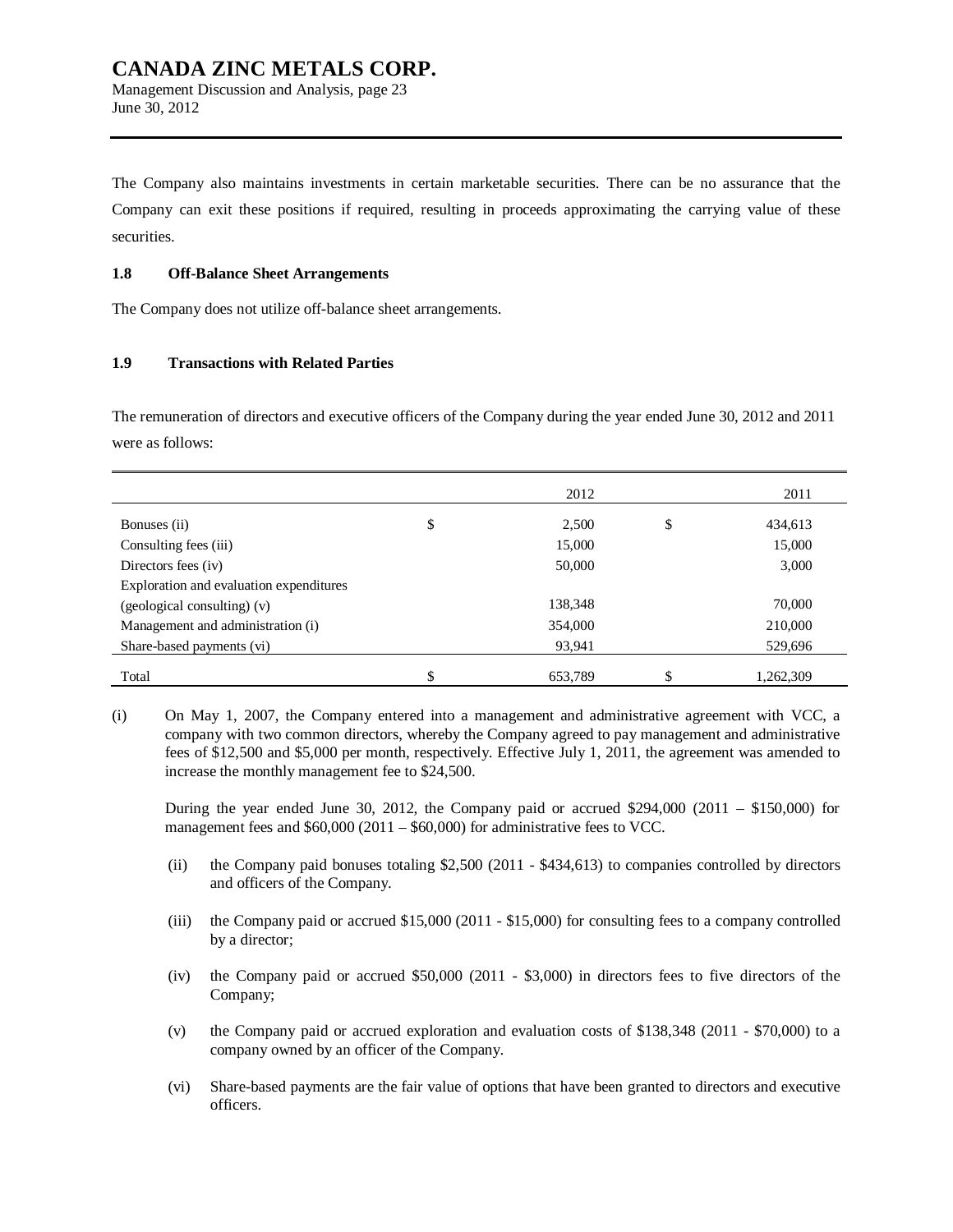The Company also maintains investments in certain marketable securities. There can be no assurance that the Company can exit these positions if required, resulting in proceeds approximating the carrying value of these securities.

### 1.8 Off-Balance Sheet Arrangements

The Company does not utilize off-balance sheet arrangements.

### 1.9 Transactions with Related Parties

The remuneration of directors and executive officers of the Company during the year ended June 30, 2012 and 2011 were as follows:

| | 2012 | 2011 |
|---|---|---|
| Bonuses (ii) | $ 2,500 | $ 434,613 |
| Consulting fees (iii) | 15,000 | 15,000 |
| Directors fees (iv) | 50,000 | 3,000 |
| Exploration and evaluation expenditures (geological consulting) (v) | 138,348 | 70,000 |
| Management and administration (i) | 354,000 | 210,000 |
| Share-based payments (vi) | 93,941 | 529,696 |
| Total | $ 653,789 | $ 1,262,309 |

(i) On May 1, 2007, the Company entered into a management and administrative agreement with VCC, a company with two common directors, whereby the Company agreed to pay management and administrative fees of $12,500 and $5,000 per month, respectively. Effective July 1, 2011, the agreement was amended to increase the monthly management fee to $24,500.

During the year ended June 30, 2012, the Company paid or accrued $294,000 (2011 – $150,000) for management fees and $60,000 (2011 – $60,000) for administrative fees to VCC.

(ii) the Company paid bonuses totaling $2,500 (2011 - $434,613) to companies controlled by directors and officers of the Company.

(iii) the Company paid or accrued $15,000 (2011 - $15,000) for consulting fees to a company controlled by a director;

(iv) the Company paid or accrued $50,000 (2011 - $3,000) in directors fees to five directors of the Company;

(v) the Company paid or accrued exploration and evaluation costs of $138,348 (2011 - $70,000) to a company owned by an officer of the Company.

(vi) Share-based payments are the fair value of options that have been granted to directors and executive officers.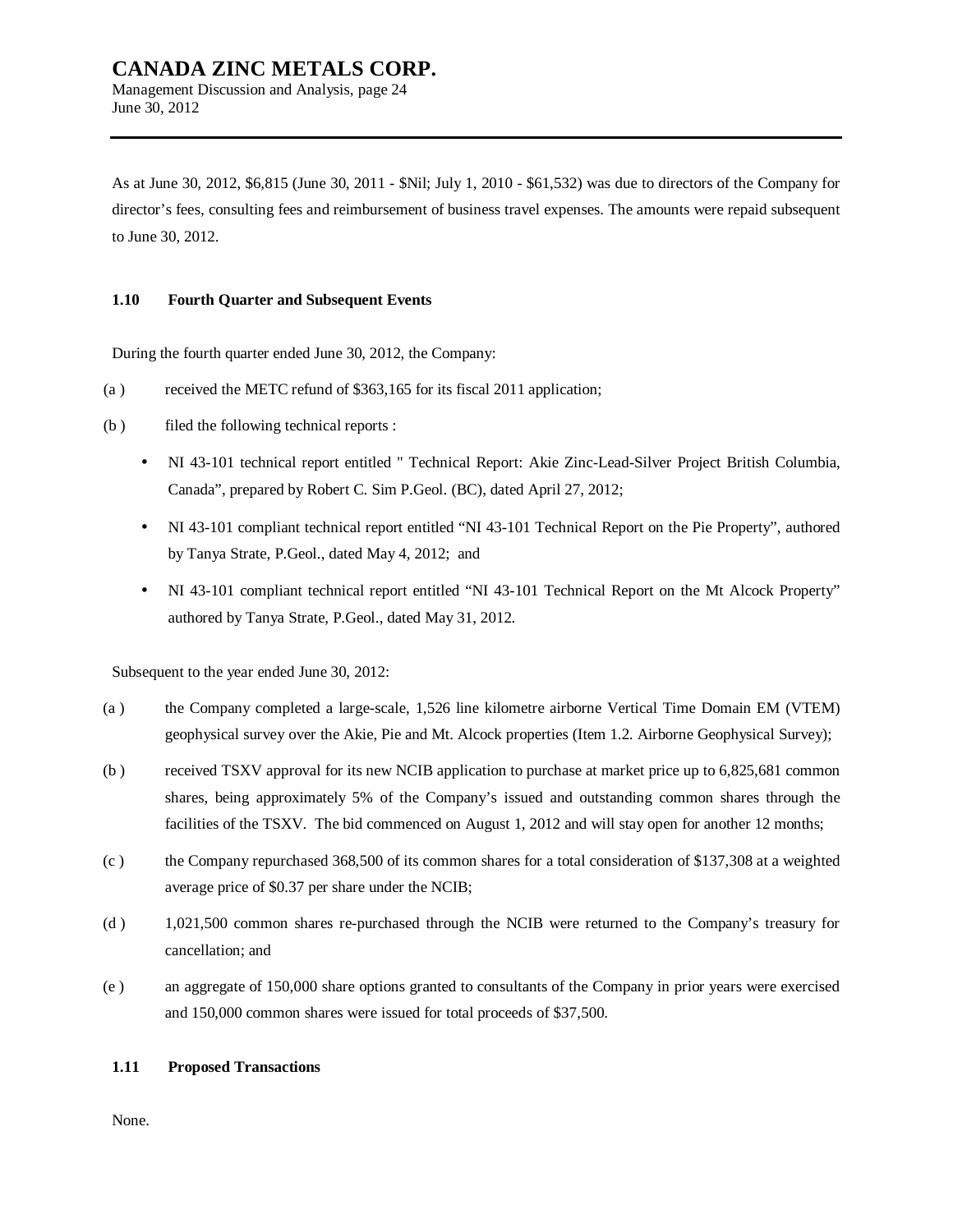As at June 30, 2012, $6,815 (June 30, 2011 - $Nil; July 1, 2010 - $61,532) was due to directors of the Company for director's fees, consulting fees and reimbursement of business travel expenses. The amounts were repaid subsequent to June 30, 2012.

## 1.10 Fourth Quarter and Subsequent Events

During the fourth quarter ended June 30, 2012, the Company:

(a ) received the METC refund of $363,165 for its fiscal 2011 application;

(b ) filed the following technical reports :

- NI 43-101 technical report entitled " Technical Report: Akie Zinc-Lead-Silver Project British Columbia, Canada", prepared by Robert C. Sim P.Geol. (BC), dated April 27, 2012;
- NI 43-101 compliant technical report entitled "NI 43-101 Technical Report on the Pie Property", authored by Tanya Strate, P.Geol., dated May 4, 2012; and
- NI 43-101 compliant technical report entitled "NI 43-101 Technical Report on the Mt Alcock Property" authored by Tanya Strate, P.Geol., dated May 31, 2012.

Subsequent to the year ended June 30, 2012:

(a ) the Company completed a large-scale, 1,526 line kilometre airborne Vertical Time Domain EM (VTEM) geophysical survey over the Akie, Pie and Mt. Alcock properties (Item 1.2. Airborne Geophysical Survey);

(b ) received TSXV approval for its new NCIB application to purchase at market price up to 6,825,681 common shares, being approximately 5% of the Company's issued and outstanding common shares through the facilities of the TSXV. The bid commenced on August 1, 2012 and will stay open for another 12 months;

(c ) the Company repurchased 368,500 of its common shares for a total consideration of $137,308 at a weighted average price of $0.37 per share under the NCIB;

(d ) 1,021,500 common shares re-purchased through the NCIB were returned to the Company's treasury for cancellation; and

(e ) an aggregate of 150,000 share options granted to consultants of the Company in prior years were exercised and 150,000 common shares were issued for total proceeds of $37,500.

## 1.11 Proposed Transactions

None.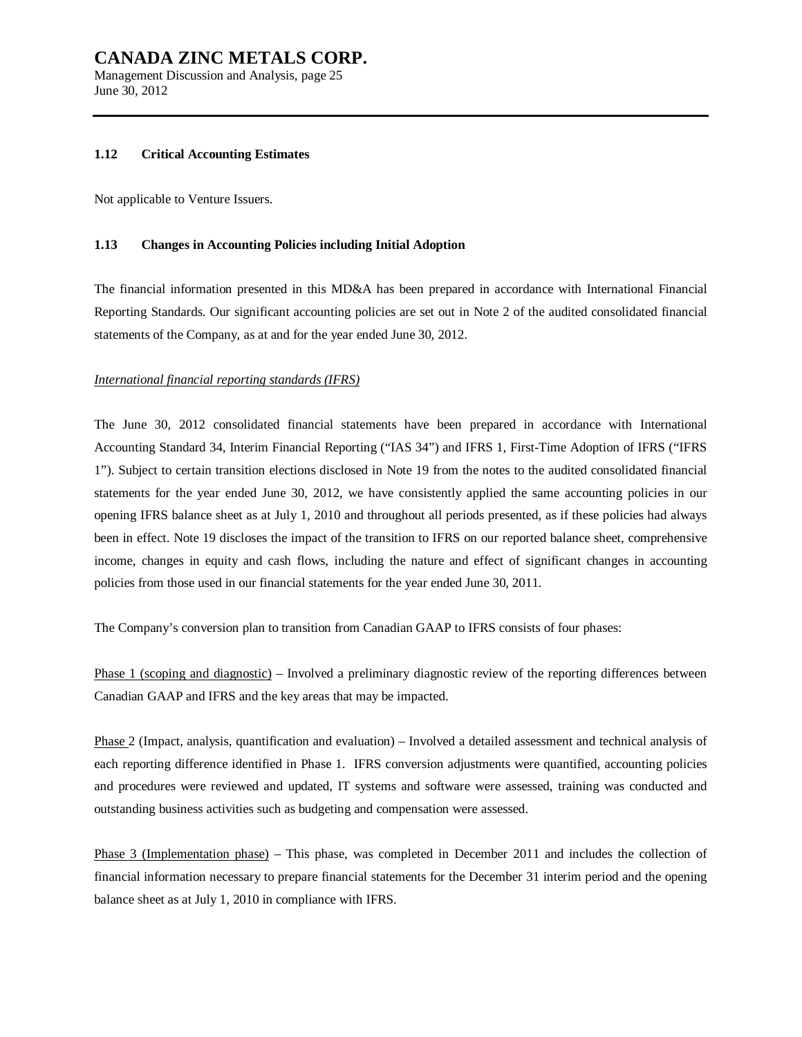### 1.12 Critical Accounting Estimates

Not applicable to Venture Issuers.

### 1.13 Changes in Accounting Policies including Initial Adoption

The financial information presented in this MD&A has been prepared in accordance with International Financial Reporting Standards. Our significant accounting policies are set out in Note 2 of the audited consolidated financial statements of the Company, as at and for the year ended June 30, 2012.

*International financial reporting standards (IFRS)*

The June 30, 2012 consolidated financial statements have been prepared in accordance with International Accounting Standard 34, Interim Financial Reporting ("IAS 34") and IFRS 1, First-Time Adoption of IFRS ("IFRS 1"). Subject to certain transition elections disclosed in Note 19 from the notes to the audited consolidated financial statements for the year ended June 30, 2012, we have consistently applied the same accounting policies in our opening IFRS balance sheet as at July 1, 2010 and throughout all periods presented, as if these policies had always been in effect. Note 19 discloses the impact of the transition to IFRS on our reported balance sheet, comprehensive income, changes in equity and cash flows, including the nature and effect of significant changes in accounting policies from those used in our financial statements for the year ended June 30, 2011.

The Company's conversion plan to transition from Canadian GAAP to IFRS consists of four phases:

Phase 1 (scoping and diagnostic) – Involved a preliminary diagnostic review of the reporting differences between Canadian GAAP and IFRS and the key areas that may be impacted.

Phase 2 (Impact, analysis, quantification and evaluation) – Involved a detailed assessment and technical analysis of each reporting difference identified in Phase 1. IFRS conversion adjustments were quantified, accounting policies and procedures were reviewed and updated, IT systems and software were assessed, training was conducted and outstanding business activities such as budgeting and compensation were assessed.

Phase 3 (Implementation phase) – This phase, was completed in December 2011 and includes the collection of financial information necessary to prepare financial statements for the December 31 interim period and the opening balance sheet as at July 1, 2010 in compliance with IFRS.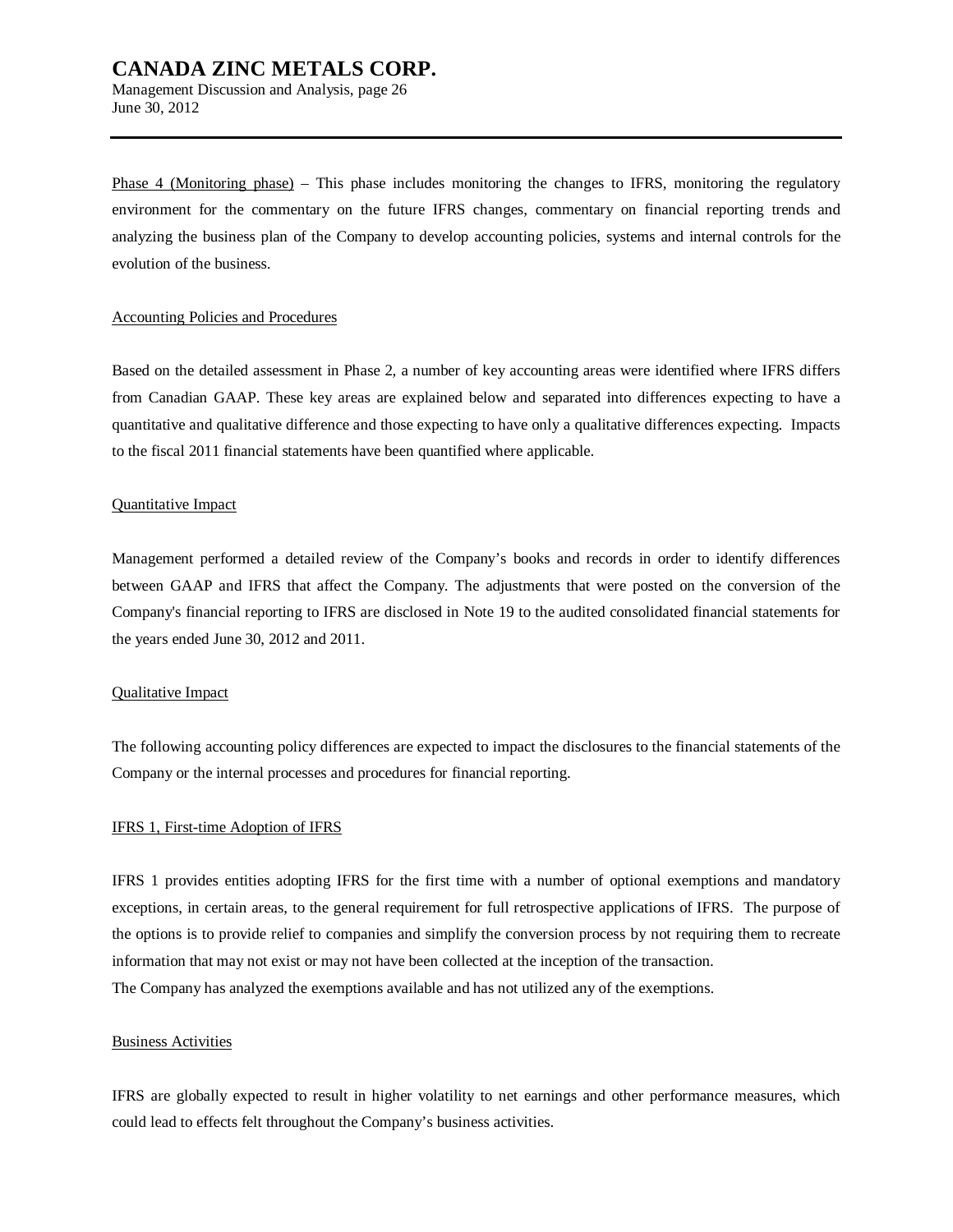Phase 4 (Monitoring phase) – This phase includes monitoring the changes to IFRS, monitoring the regulatory environment for the commentary on the future IFRS changes, commentary on financial reporting trends and analyzing the business plan of the Company to develop accounting policies, systems and internal controls for the evolution of the business.

Accounting Policies and Procedures

Based on the detailed assessment in Phase 2, a number of key accounting areas were identified where IFRS differs from Canadian GAAP. These key areas are explained below and separated into differences expecting to have a quantitative and qualitative difference and those expecting to have only a qualitative differences expecting. Impacts to the fiscal 2011 financial statements have been quantified where applicable.

Quantitative Impact

Management performed a detailed review of the Company's books and records in order to identify differences between GAAP and IFRS that affect the Company. The adjustments that were posted on the conversion of the Company's financial reporting to IFRS are disclosed in Note 19 to the audited consolidated financial statements for the years ended June 30, 2012 and 2011.

Qualitative Impact

The following accounting policy differences are expected to impact the disclosures to the financial statements of the Company or the internal processes and procedures for financial reporting.

IFRS 1, First-time Adoption of IFRS

IFRS 1 provides entities adopting IFRS for the first time with a number of optional exemptions and mandatory exceptions, in certain areas, to the general requirement for full retrospective applications of IFRS. The purpose of the options is to provide relief to companies and simplify the conversion process by not requiring them to recreate information that may not exist or may not have been collected at the inception of the transaction.
The Company has analyzed the exemptions available and has not utilized any of the exemptions.

Business Activities

IFRS are globally expected to result in higher volatility to net earnings and other performance measures, which could lead to effects felt throughout the Company's business activities.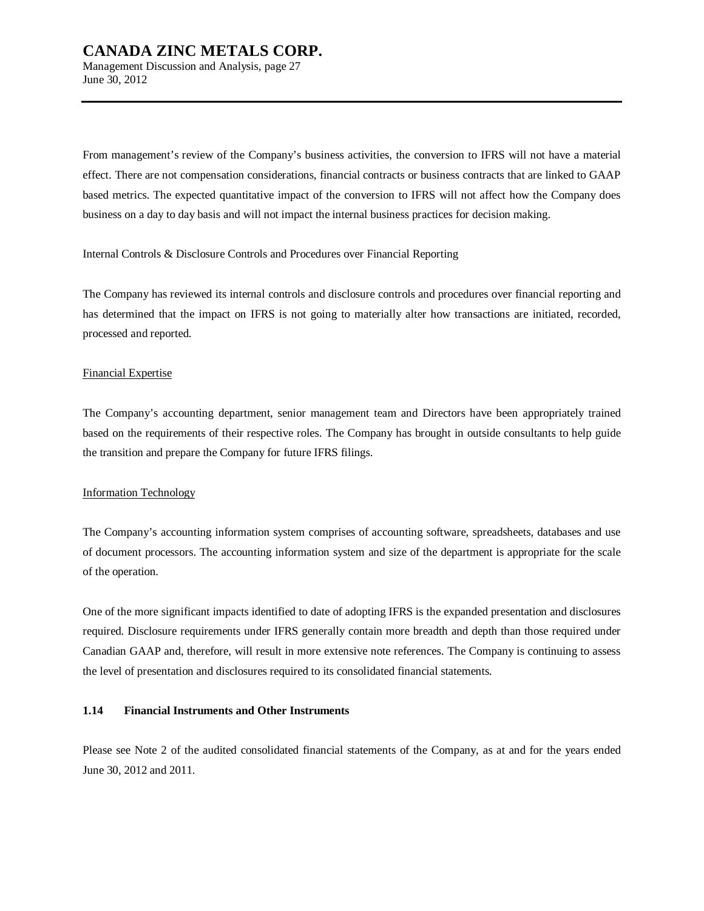From management's review of the Company's business activities, the conversion to IFRS will not have a material effect. There are not compensation considerations, financial contracts or business contracts that are linked to GAAP based metrics. The expected quantitative impact of the conversion to IFRS will not affect how the Company does business on a day to day basis and will not impact the internal business practices for decision making.

Internal Controls & Disclosure Controls and Procedures over Financial Reporting

The Company has reviewed its internal controls and disclosure controls and procedures over financial reporting and has determined that the impact on IFRS is not going to materially alter how transactions are initiated, recorded, processed and reported.

Financial Expertise

The Company's accounting department, senior management team and Directors have been appropriately trained based on the requirements of their respective roles. The Company has brought in outside consultants to help guide the transition and prepare the Company for future IFRS filings.

Information Technology

The Company's accounting information system comprises of accounting software, spreadsheets, databases and use of document processors. The accounting information system and size of the department is appropriate for the scale of the operation.

One of the more significant impacts identified to date of adopting IFRS is the expanded presentation and disclosures required. Disclosure requirements under IFRS generally contain more breadth and depth than those required under Canadian GAAP and, therefore, will result in more extensive note references. The Company is continuing to assess the level of presentation and disclosures required to its consolidated financial statements.

## 1.14 Financial Instruments and Other Instruments

Please see Note 2 of the audited consolidated financial statements of the Company, as at and for the years ended June 30, 2012 and 2011.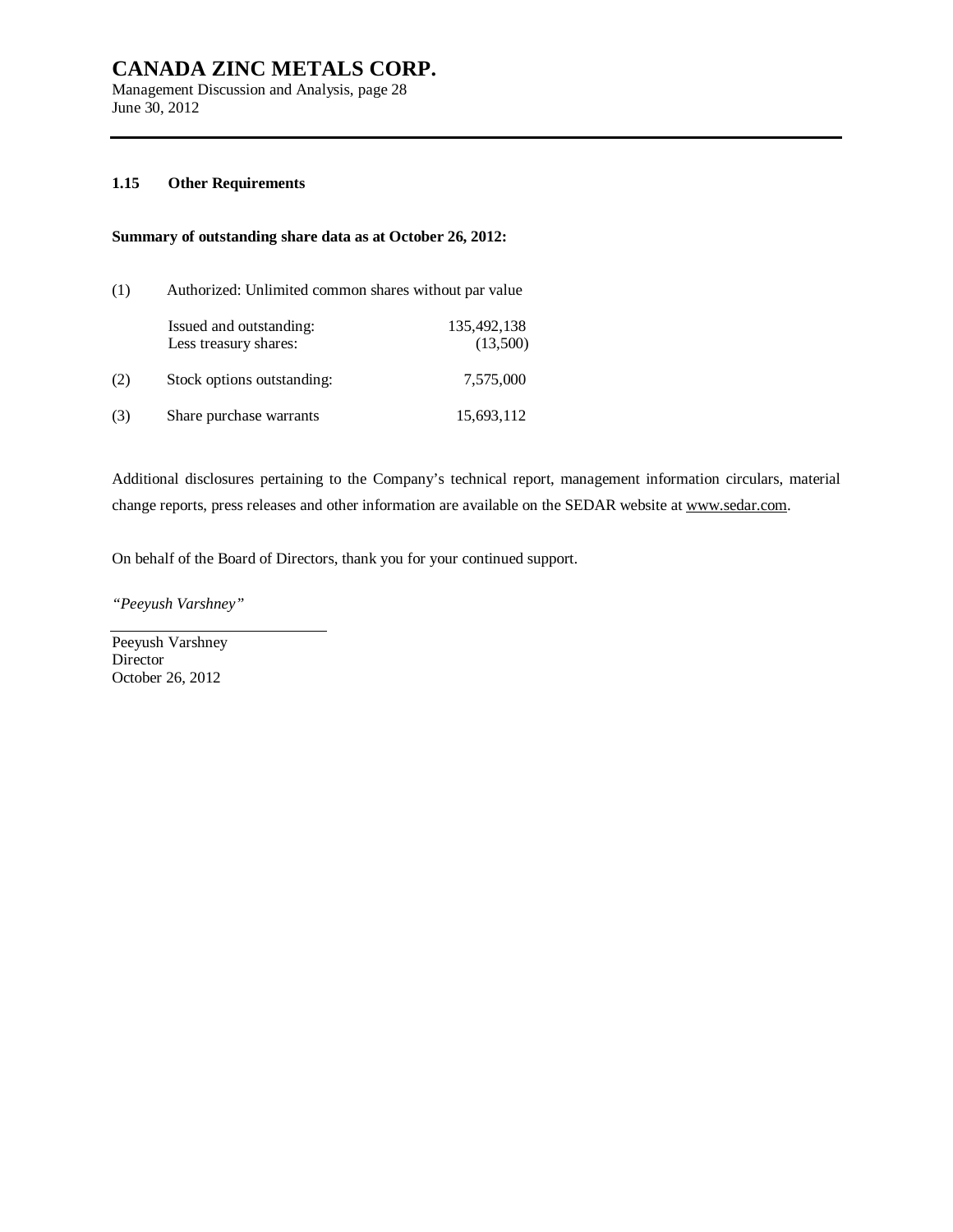### 1.15 Other Requirements

**Summary of outstanding share data as at October 26, 2012:**

| | | |
|---|---|---|
| (1) | Authorized: Unlimited common shares without par value | |
| | Issued and outstanding: | 135,492,138 |
| | Less treasury shares: | (13,500) |
| (2) | Stock options outstanding: | 7,575,000 |
| (3) | Share purchase warrants | 15,693,112 |

Additional disclosures pertaining to the Company's technical report, management information circulars, material change reports, press releases and other information are available on the SEDAR website at www.sedar.com.

On behalf of the Board of Directors, thank you for your continued support.

*"Peeyush Varshney"*

Peeyush Varshney
Director
October 26, 2012